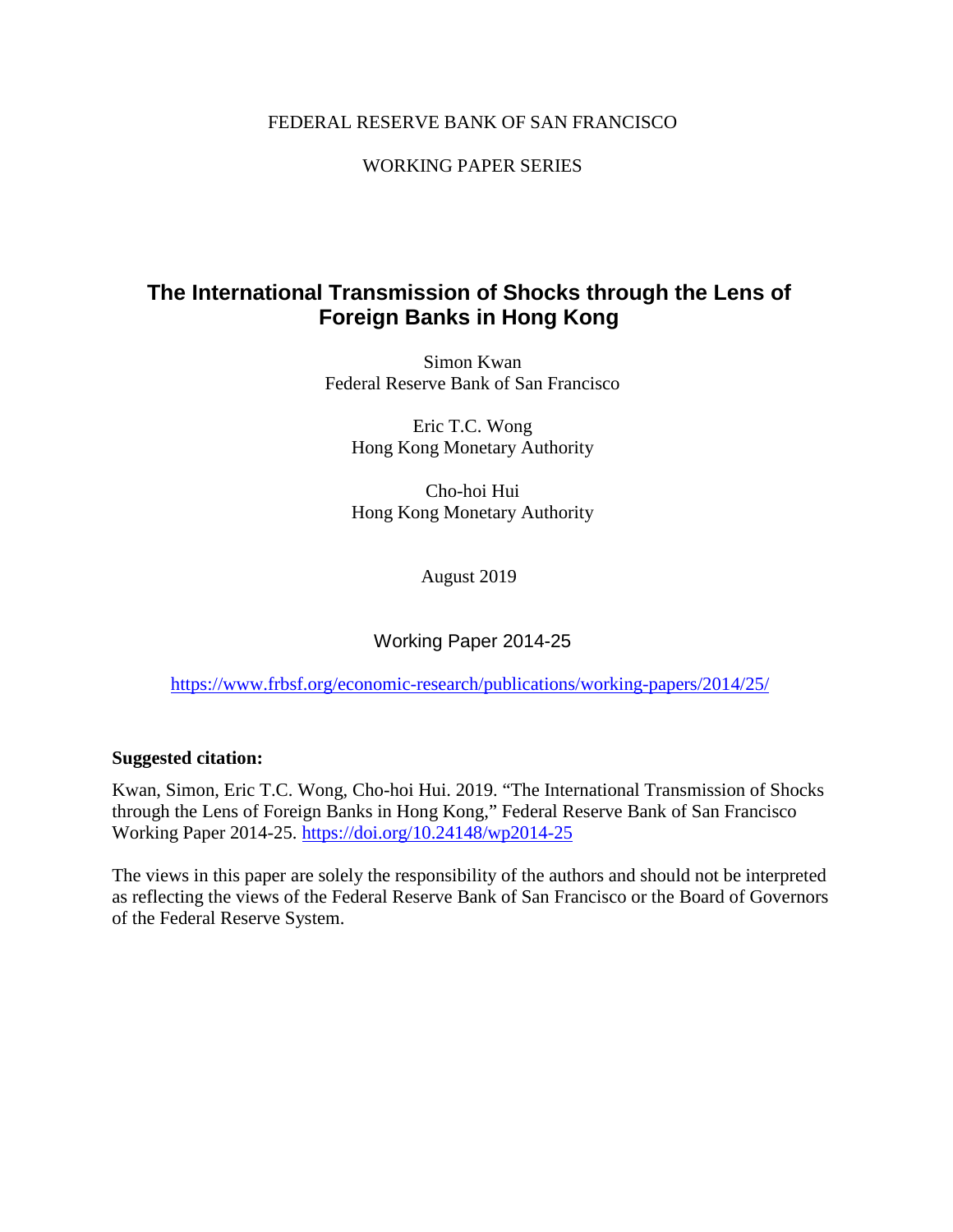FEDERAL RESERVE BANK OF SAN FRANCISCO

WORKING PAPER SERIES

# The International Transmission of Shocks through the Lens of Foreign Banks in Hong Kong

Simon Kwan
Federal Reserve Bank of San Francisco

Eric T.C. Wong
Hong Kong Monetary Authority

Cho-hoi Hui
Hong Kong Monetary Authority

August 2019

Working Paper 2014-25

https://www.frbsf.org/economic-research/publications/working-papers/2014/25/

**Suggested citation:**

Kwan, Simon, Eric T.C. Wong, Cho-hoi Hui. 2019. "The International Transmission of Shocks through the Lens of Foreign Banks in Hong Kong," Federal Reserve Bank of San Francisco Working Paper 2014-25. https://doi.org/10.24148/wp2014-25

The views in this paper are solely the responsibility of the authors and should not be interpreted as reflecting the views of the Federal Reserve Bank of San Francisco or the Board of Governors of the Federal Reserve System.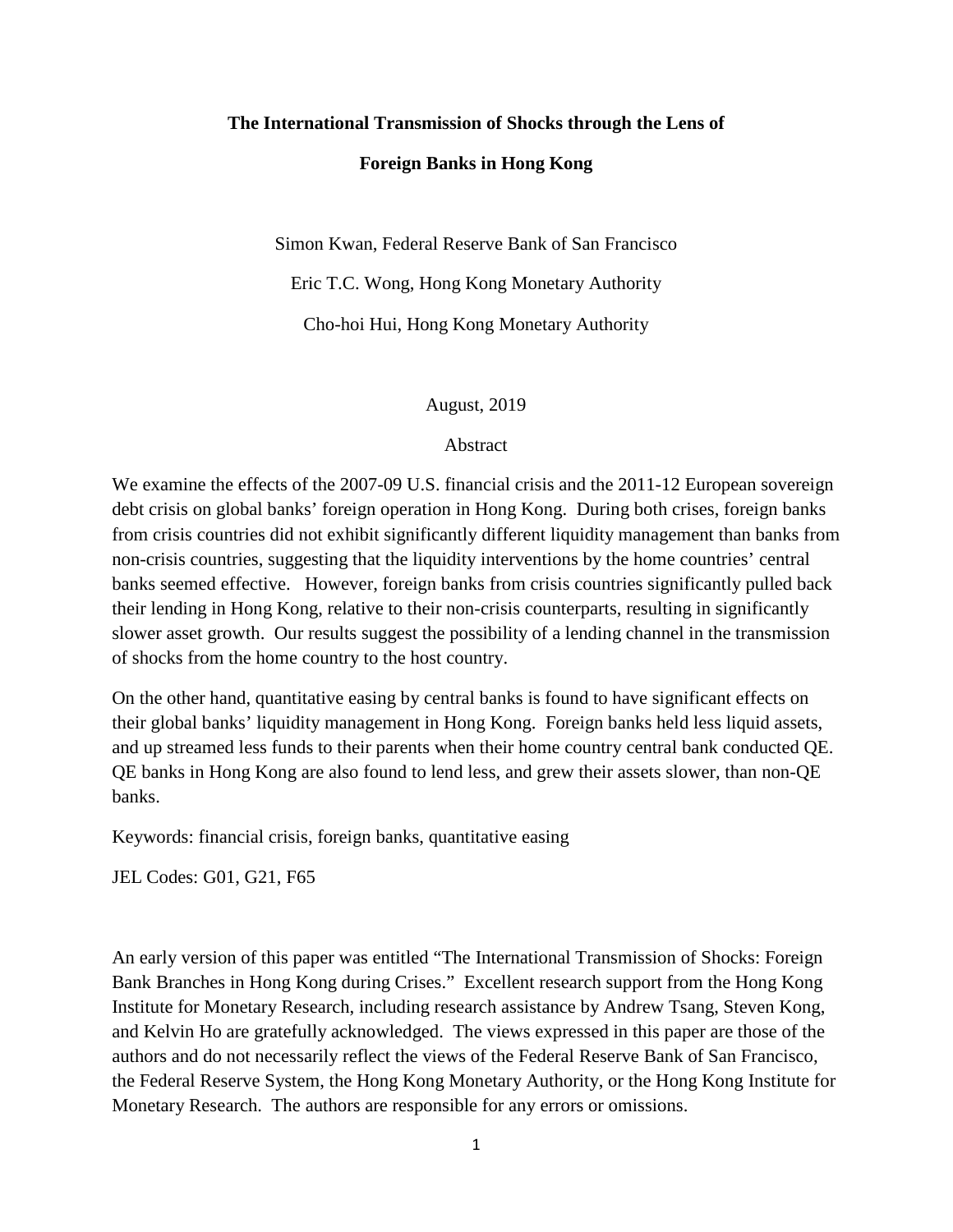**The International Transmission of Shocks through the Lens of**

**Foreign Banks in Hong Kong**

Simon Kwan, Federal Reserve Bank of San Francisco

Eric T.C. Wong, Hong Kong Monetary Authority

Cho-hoi Hui, Hong Kong Monetary Authority

August, 2019

Abstract

We examine the effects of the 2007-09 U.S. financial crisis and the 2011-12 European sovereign debt crisis on global banks' foreign operation in Hong Kong. During both crises, foreign banks from crisis countries did not exhibit significantly different liquidity management than banks from non-crisis countries, suggesting that the liquidity interventions by the home countries' central banks seemed effective. However, foreign banks from crisis countries significantly pulled back their lending in Hong Kong, relative to their non-crisis counterparts, resulting in significantly slower asset growth. Our results suggest the possibility of a lending channel in the transmission of shocks from the home country to the host country.

On the other hand, quantitative easing by central banks is found to have significant effects on their global banks' liquidity management in Hong Kong. Foreign banks held less liquid assets, and up streamed less funds to their parents when their home country central bank conducted QE. QE banks in Hong Kong are also found to lend less, and grew their assets slower, than non-QE banks.

Keywords: financial crisis, foreign banks, quantitative easing

JEL Codes: G01, G21, F65

An early version of this paper was entitled "The International Transmission of Shocks: Foreign Bank Branches in Hong Kong during Crises." Excellent research support from the Hong Kong Institute for Monetary Research, including research assistance by Andrew Tsang, Steven Kong, and Kelvin Ho are gratefully acknowledged. The views expressed in this paper are those of the authors and do not necessarily reflect the views of the Federal Reserve Bank of San Francisco, the Federal Reserve System, the Hong Kong Monetary Authority, or the Hong Kong Institute for Monetary Research. The authors are responsible for any errors or omissions.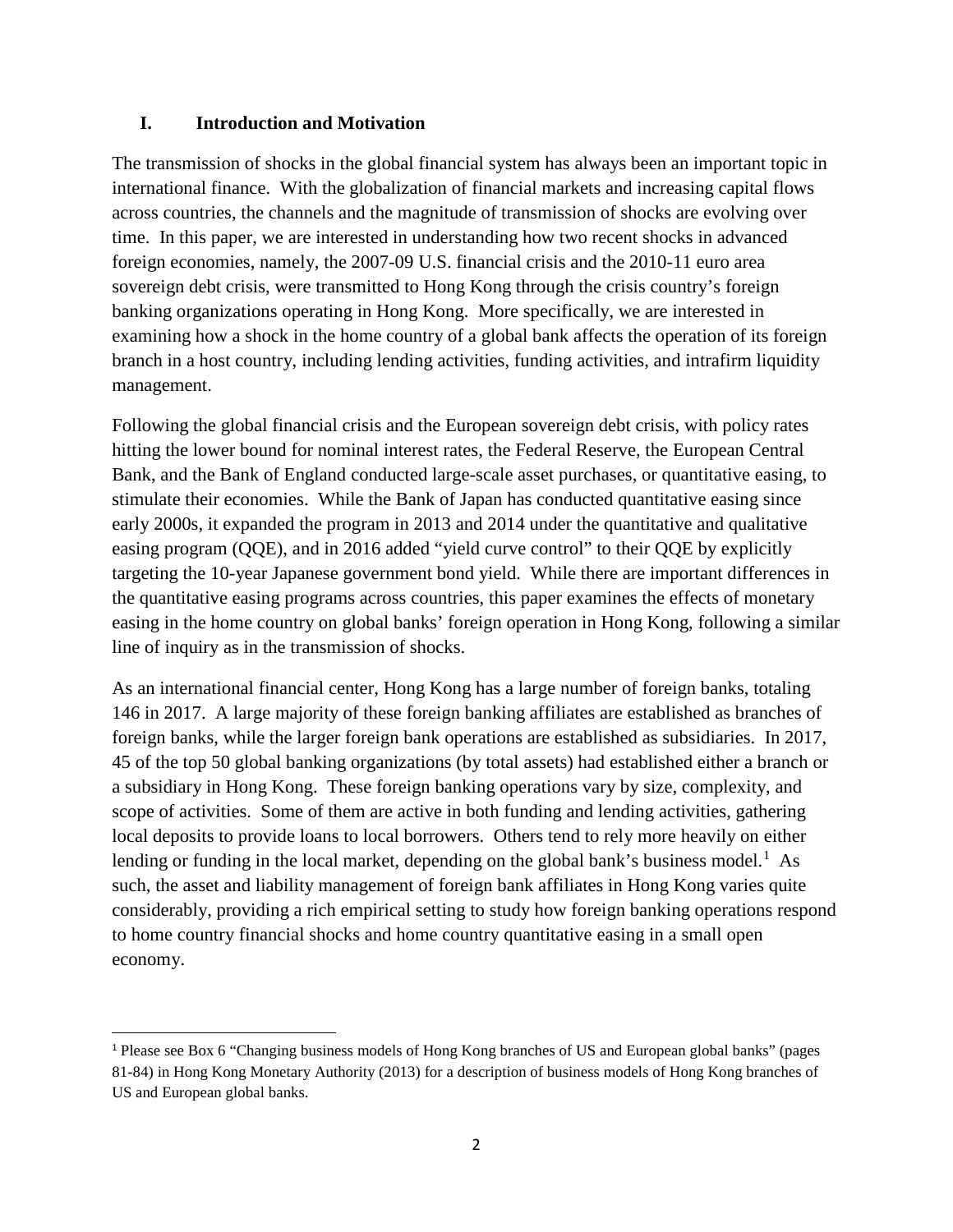## I. Introduction and Motivation

The transmission of shocks in the global financial system has always been an important topic in international finance. With the globalization of financial markets and increasing capital flows across countries, the channels and the magnitude of transmission of shocks are evolving over time. In this paper, we are interested in understanding how two recent shocks in advanced foreign economies, namely, the 2007-09 U.S. financial crisis and the 2010-11 euro area sovereign debt crisis, were transmitted to Hong Kong through the crisis country's foreign banking organizations operating in Hong Kong. More specifically, we are interested in examining how a shock in the home country of a global bank affects the operation of its foreign branch in a host country, including lending activities, funding activities, and intrafirm liquidity management.

Following the global financial crisis and the European sovereign debt crisis, with policy rates hitting the lower bound for nominal interest rates, the Federal Reserve, the European Central Bank, and the Bank of England conducted large-scale asset purchases, or quantitative easing, to stimulate their economies. While the Bank of Japan has conducted quantitative easing since early 2000s, it expanded the program in 2013 and 2014 under the quantitative and qualitative easing program (QQE), and in 2016 added "yield curve control" to their QQE by explicitly targeting the 10-year Japanese government bond yield. While there are important differences in the quantitative easing programs across countries, this paper examines the effects of monetary easing in the home country on global banks' foreign operation in Hong Kong, following a similar line of inquiry as in the transmission of shocks.

As an international financial center, Hong Kong has a large number of foreign banks, totaling 146 in 2017. A large majority of these foreign banking affiliates are established as branches of foreign banks, while the larger foreign bank operations are established as subsidiaries. In 2017, 45 of the top 50 global banking organizations (by total assets) had established either a branch or a subsidiary in Hong Kong. These foreign banking operations vary by size, complexity, and scope of activities. Some of them are active in both funding and lending activities, gathering local deposits to provide loans to local borrowers. Others tend to rely more heavily on either lending or funding in the local market, depending on the global bank's business model.[1] As such, the asset and liability management of foreign bank affiliates in Hong Kong varies quite considerably, providing a rich empirical setting to study how foreign banking operations respond to home country financial shocks and home country quantitative easing in a small open economy.

[1] Please see Box 6 "Changing business models of Hong Kong branches of US and European global banks" (pages 81-84) in Hong Kong Monetary Authority (2013) for a description of business models of Hong Kong branches of US and European global banks.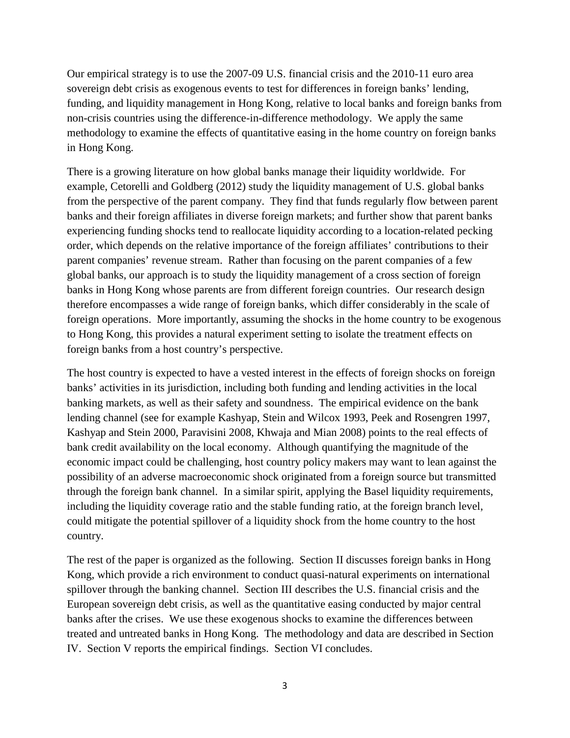Our empirical strategy is to use the 2007-09 U.S. financial crisis and the 2010-11 euro area sovereign debt crisis as exogenous events to test for differences in foreign banks' lending, funding, and liquidity management in Hong Kong, relative to local banks and foreign banks from non-crisis countries using the difference-in-difference methodology. We apply the same methodology to examine the effects of quantitative easing in the home country on foreign banks in Hong Kong.

There is a growing literature on how global banks manage their liquidity worldwide. For example, Cetorelli and Goldberg (2012) study the liquidity management of U.S. global banks from the perspective of the parent company. They find that funds regularly flow between parent banks and their foreign affiliates in diverse foreign markets; and further show that parent banks experiencing funding shocks tend to reallocate liquidity according to a location-related pecking order, which depends on the relative importance of the foreign affiliates' contributions to their parent companies' revenue stream. Rather than focusing on the parent companies of a few global banks, our approach is to study the liquidity management of a cross section of foreign banks in Hong Kong whose parents are from different foreign countries. Our research design therefore encompasses a wide range of foreign banks, which differ considerably in the scale of foreign operations. More importantly, assuming the shocks in the home country to be exogenous to Hong Kong, this provides a natural experiment setting to isolate the treatment effects on foreign banks from a host country's perspective.

The host country is expected to have a vested interest in the effects of foreign shocks on foreign banks' activities in its jurisdiction, including both funding and lending activities in the local banking markets, as well as their safety and soundness. The empirical evidence on the bank lending channel (see for example Kashyap, Stein and Wilcox 1993, Peek and Rosengren 1997, Kashyap and Stein 2000, Paravisini 2008, Khwaja and Mian 2008) points to the real effects of bank credit availability on the local economy. Although quantifying the magnitude of the economic impact could be challenging, host country policy makers may want to lean against the possibility of an adverse macroeconomic shock originated from a foreign source but transmitted through the foreign bank channel. In a similar spirit, applying the Basel liquidity requirements, including the liquidity coverage ratio and the stable funding ratio, at the foreign branch level, could mitigate the potential spillover of a liquidity shock from the home country to the host country.

The rest of the paper is organized as the following. Section II discusses foreign banks in Hong Kong, which provide a rich environment to conduct quasi-natural experiments on international spillover through the banking channel. Section III describes the U.S. financial crisis and the European sovereign debt crisis, as well as the quantitative easing conducted by major central banks after the crises. We use these exogenous shocks to examine the differences between treated and untreated banks in Hong Kong. The methodology and data are described in Section IV. Section V reports the empirical findings. Section VI concludes.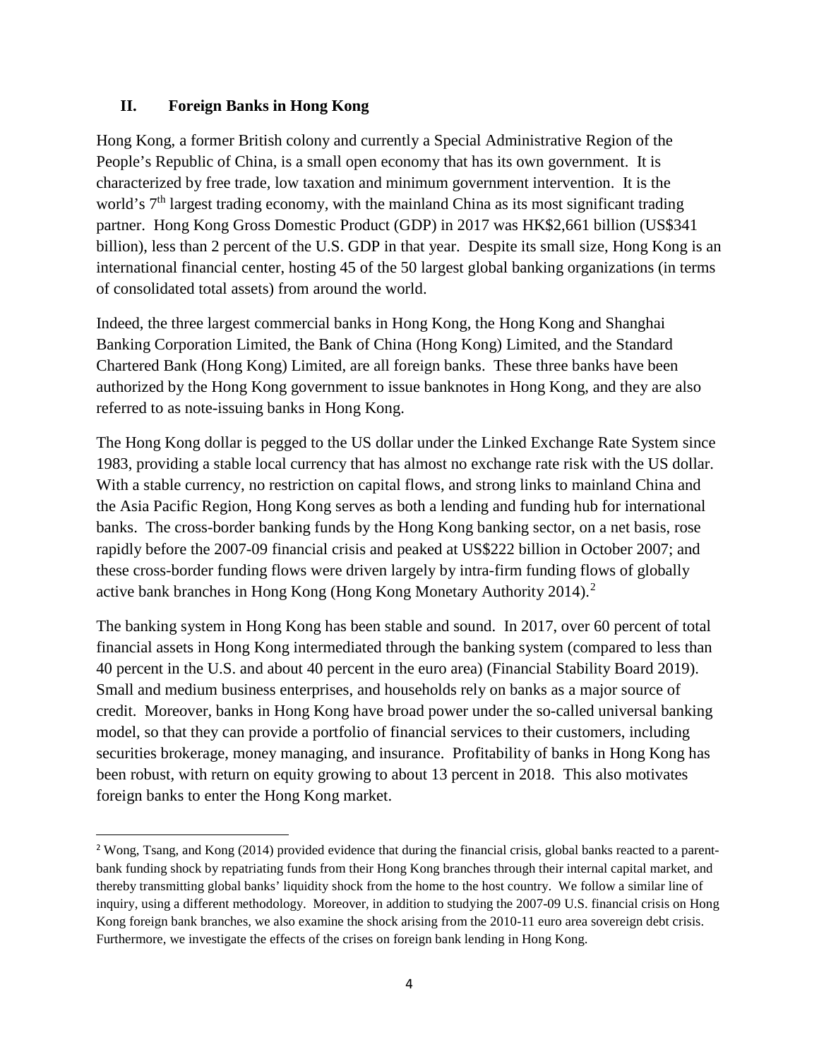## II. Foreign Banks in Hong Kong

Hong Kong, a former British colony and currently a Special Administrative Region of the People's Republic of China, is a small open economy that has its own government. It is characterized by free trade, low taxation and minimum government intervention. It is the world's 7th largest trading economy, with the mainland China as its most significant trading partner. Hong Kong Gross Domestic Product (GDP) in 2017 was HK$2,661 billion (US$341 billion), less than 2 percent of the U.S. GDP in that year. Despite its small size, Hong Kong is an international financial center, hosting 45 of the 50 largest global banking organizations (in terms of consolidated total assets) from around the world.

Indeed, the three largest commercial banks in Hong Kong, the Hong Kong and Shanghai Banking Corporation Limited, the Bank of China (Hong Kong) Limited, and the Standard Chartered Bank (Hong Kong) Limited, are all foreign banks. These three banks have been authorized by the Hong Kong government to issue banknotes in Hong Kong, and they are also referred to as note-issuing banks in Hong Kong.

The Hong Kong dollar is pegged to the US dollar under the Linked Exchange Rate System since 1983, providing a stable local currency that has almost no exchange rate risk with the US dollar. With a stable currency, no restriction on capital flows, and strong links to mainland China and the Asia Pacific Region, Hong Kong serves as both a lending and funding hub for international banks. The cross-border banking funds by the Hong Kong banking sector, on a net basis, rose rapidly before the 2007-09 financial crisis and peaked at US$222 billion in October 2007; and these cross-border funding flows were driven largely by intra-firm funding flows of globally active bank branches in Hong Kong (Hong Kong Monetary Authority 2014).[2]

The banking system in Hong Kong has been stable and sound. In 2017, over 60 percent of total financial assets in Hong Kong intermediated through the banking system (compared to less than 40 percent in the U.S. and about 40 percent in the euro area) (Financial Stability Board 2019). Small and medium business enterprises, and households rely on banks as a major source of credit. Moreover, banks in Hong Kong have broad power under the so-called universal banking model, so that they can provide a portfolio of financial services to their customers, including securities brokerage, money managing, and insurance. Profitability of banks in Hong Kong has been robust, with return on equity growing to about 13 percent in 2018. This also motivates foreign banks to enter the Hong Kong market.

[2] Wong, Tsang, and Kong (2014) provided evidence that during the financial crisis, global banks reacted to a parent-bank funding shock by repatriating funds from their Hong Kong branches through their internal capital market, and thereby transmitting global banks' liquidity shock from the home to the host country. We follow a similar line of inquiry, using a different methodology. Moreover, in addition to studying the 2007-09 U.S. financial crisis on Hong Kong foreign bank branches, we also examine the shock arising from the 2010-11 euro area sovereign debt crisis. Furthermore, we investigate the effects of the crises on foreign bank lending in Hong Kong.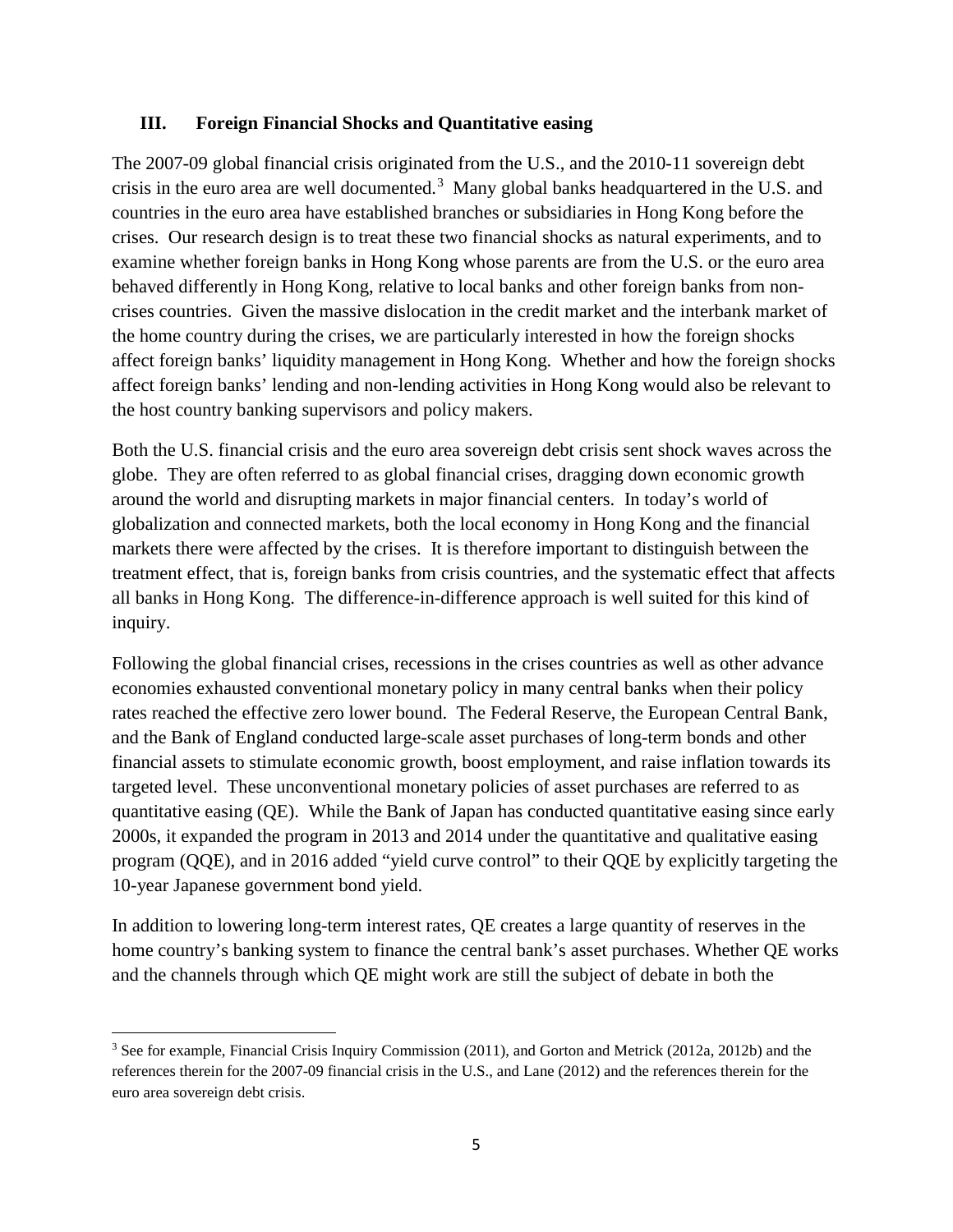## III. Foreign Financial Shocks and Quantitative easing

The 2007-09 global financial crisis originated from the U.S., and the 2010-11 sovereign debt crisis in the euro area are well documented.[3] Many global banks headquartered in the U.S. and countries in the euro area have established branches or subsidiaries in Hong Kong before the crises. Our research design is to treat these two financial shocks as natural experiments, and to examine whether foreign banks in Hong Kong whose parents are from the U.S. or the euro area behaved differently in Hong Kong, relative to local banks and other foreign banks from non-crises countries. Given the massive dislocation in the credit market and the interbank market of the home country during the crises, we are particularly interested in how the foreign shocks affect foreign banks' liquidity management in Hong Kong. Whether and how the foreign shocks affect foreign banks' lending and non-lending activities in Hong Kong would also be relevant to the host country banking supervisors and policy makers.

Both the U.S. financial crisis and the euro area sovereign debt crisis sent shock waves across the globe. They are often referred to as global financial crises, dragging down economic growth around the world and disrupting markets in major financial centers. In today's world of globalization and connected markets, both the local economy in Hong Kong and the financial markets there were affected by the crises. It is therefore important to distinguish between the treatment effect, that is, foreign banks from crisis countries, and the systematic effect that affects all banks in Hong Kong. The difference-in-difference approach is well suited for this kind of inquiry.

Following the global financial crises, recessions in the crises countries as well as other advance economies exhausted conventional monetary policy in many central banks when their policy rates reached the effective zero lower bound. The Federal Reserve, the European Central Bank, and the Bank of England conducted large-scale asset purchases of long-term bonds and other financial assets to stimulate economic growth, boost employment, and raise inflation towards its targeted level. These unconventional monetary policies of asset purchases are referred to as quantitative easing (QE). While the Bank of Japan has conducted quantitative easing since early 2000s, it expanded the program in 2013 and 2014 under the quantitative and qualitative easing program (QQE), and in 2016 added "yield curve control" to their QQE by explicitly targeting the 10-year Japanese government bond yield.

In addition to lowering long-term interest rates, QE creates a large quantity of reserves in the home country's banking system to finance the central bank's asset purchases. Whether QE works and the channels through which QE might work are still the subject of debate in both the

[3] See for example, Financial Crisis Inquiry Commission (2011), and Gorton and Metrick (2012a, 2012b) and the references therein for the 2007-09 financial crisis in the U.S., and Lane (2012) and the references therein for the euro area sovereign debt crisis.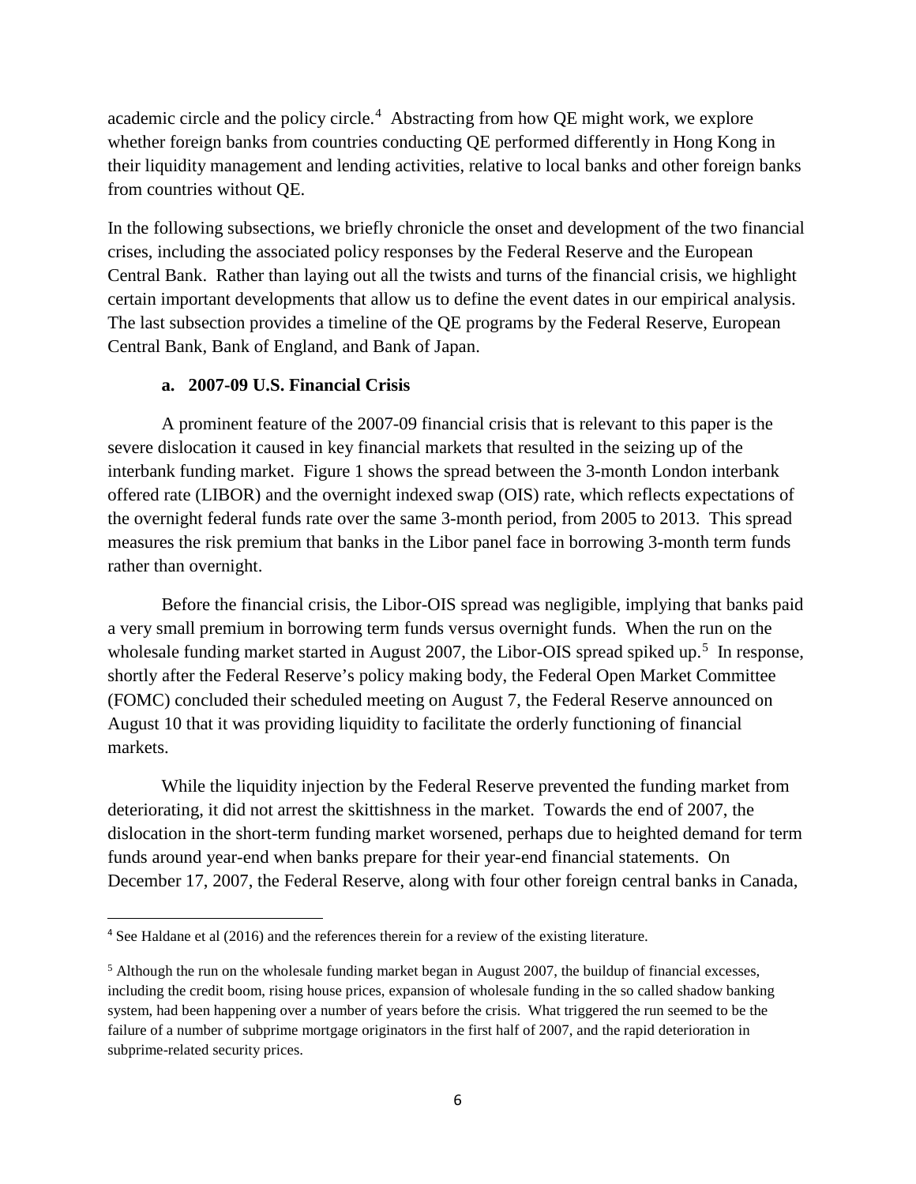academic circle and the policy circle.[4] Abstracting from how QE might work, we explore whether foreign banks from countries conducting QE performed differently in Hong Kong in their liquidity management and lending activities, relative to local banks and other foreign banks from countries without QE.

In the following subsections, we briefly chronicle the onset and development of the two financial crises, including the associated policy responses by the Federal Reserve and the European Central Bank. Rather than laying out all the twists and turns of the financial crisis, we highlight certain important developments that allow us to define the event dates in our empirical analysis. The last subsection provides a timeline of the QE programs by the Federal Reserve, European Central Bank, Bank of England, and Bank of Japan.

### a. 2007-09 U.S. Financial Crisis

A prominent feature of the 2007-09 financial crisis that is relevant to this paper is the severe dislocation it caused in key financial markets that resulted in the seizing up of the interbank funding market. Figure 1 shows the spread between the 3-month London interbank offered rate (LIBOR) and the overnight indexed swap (OIS) rate, which reflects expectations of the overnight federal funds rate over the same 3-month period, from 2005 to 2013. This spread measures the risk premium that banks in the Libor panel face in borrowing 3-month term funds rather than overnight.

Before the financial crisis, the Libor-OIS spread was negligible, implying that banks paid a very small premium in borrowing term funds versus overnight funds. When the run on the wholesale funding market started in August 2007, the Libor-OIS spread spiked up.[5] In response, shortly after the Federal Reserve's policy making body, the Federal Open Market Committee (FOMC) concluded their scheduled meeting on August 7, the Federal Reserve announced on August 10 that it was providing liquidity to facilitate the orderly functioning of financial markets.

While the liquidity injection by the Federal Reserve prevented the funding market from deteriorating, it did not arrest the skittishness in the market. Towards the end of 2007, the dislocation in the short-term funding market worsened, perhaps due to heighted demand for term funds around year-end when banks prepare for their year-end financial statements. On December 17, 2007, the Federal Reserve, along with four other foreign central banks in Canada,

[4] See Haldane et al (2016) and the references therein for a review of the existing literature.

[5] Although the run on the wholesale funding market began in August 2007, the buildup of financial excesses, including the credit boom, rising house prices, expansion of wholesale funding in the so called shadow banking system, had been happening over a number of years before the crisis. What triggered the run seemed to be the failure of a number of subprime mortgage originators in the first half of 2007, and the rapid deterioration in subprime-related security prices.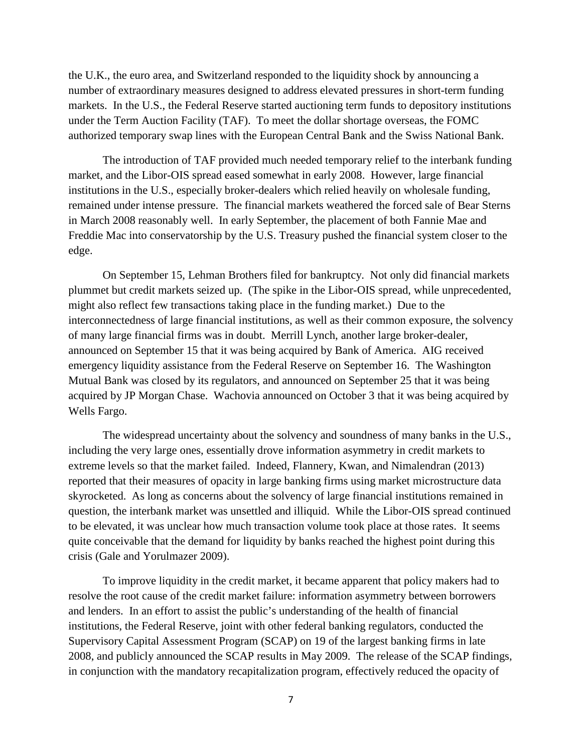the U.K., the euro area, and Switzerland responded to the liquidity shock by announcing a number of extraordinary measures designed to address elevated pressures in short-term funding markets. In the U.S., the Federal Reserve started auctioning term funds to depository institutions under the Term Auction Facility (TAF). To meet the dollar shortage overseas, the FOMC authorized temporary swap lines with the European Central Bank and the Swiss National Bank.

The introduction of TAF provided much needed temporary relief to the interbank funding market, and the Libor-OIS spread eased somewhat in early 2008. However, large financial institutions in the U.S., especially broker-dealers which relied heavily on wholesale funding, remained under intense pressure. The financial markets weathered the forced sale of Bear Sterns in March 2008 reasonably well. In early September, the placement of both Fannie Mae and Freddie Mac into conservatorship by the U.S. Treasury pushed the financial system closer to the edge.

On September 15, Lehman Brothers filed for bankruptcy. Not only did financial markets plummet but credit markets seized up. (The spike in the Libor-OIS spread, while unprecedented, might also reflect few transactions taking place in the funding market.) Due to the interconnectedness of large financial institutions, as well as their common exposure, the solvency of many large financial firms was in doubt. Merrill Lynch, another large broker-dealer, announced on September 15 that it was being acquired by Bank of America. AIG received emergency liquidity assistance from the Federal Reserve on September 16. The Washington Mutual Bank was closed by its regulators, and announced on September 25 that it was being acquired by JP Morgan Chase. Wachovia announced on October 3 that it was being acquired by Wells Fargo.

The widespread uncertainty about the solvency and soundness of many banks in the U.S., including the very large ones, essentially drove information asymmetry in credit markets to extreme levels so that the market failed. Indeed, Flannery, Kwan, and Nimalendran (2013) reported that their measures of opacity in large banking firms using market microstructure data skyrocketed. As long as concerns about the solvency of large financial institutions remained in question, the interbank market was unsettled and illiquid. While the Libor-OIS spread continued to be elevated, it was unclear how much transaction volume took place at those rates. It seems quite conceivable that the demand for liquidity by banks reached the highest point during this crisis (Gale and Yorulmazer 2009).

To improve liquidity in the credit market, it became apparent that policy makers had to resolve the root cause of the credit market failure: information asymmetry between borrowers and lenders. In an effort to assist the public's understanding of the health of financial institutions, the Federal Reserve, joint with other federal banking regulators, conducted the Supervisory Capital Assessment Program (SCAP) on 19 of the largest banking firms in late 2008, and publicly announced the SCAP results in May 2009. The release of the SCAP findings, in conjunction with the mandatory recapitalization program, effectively reduced the opacity of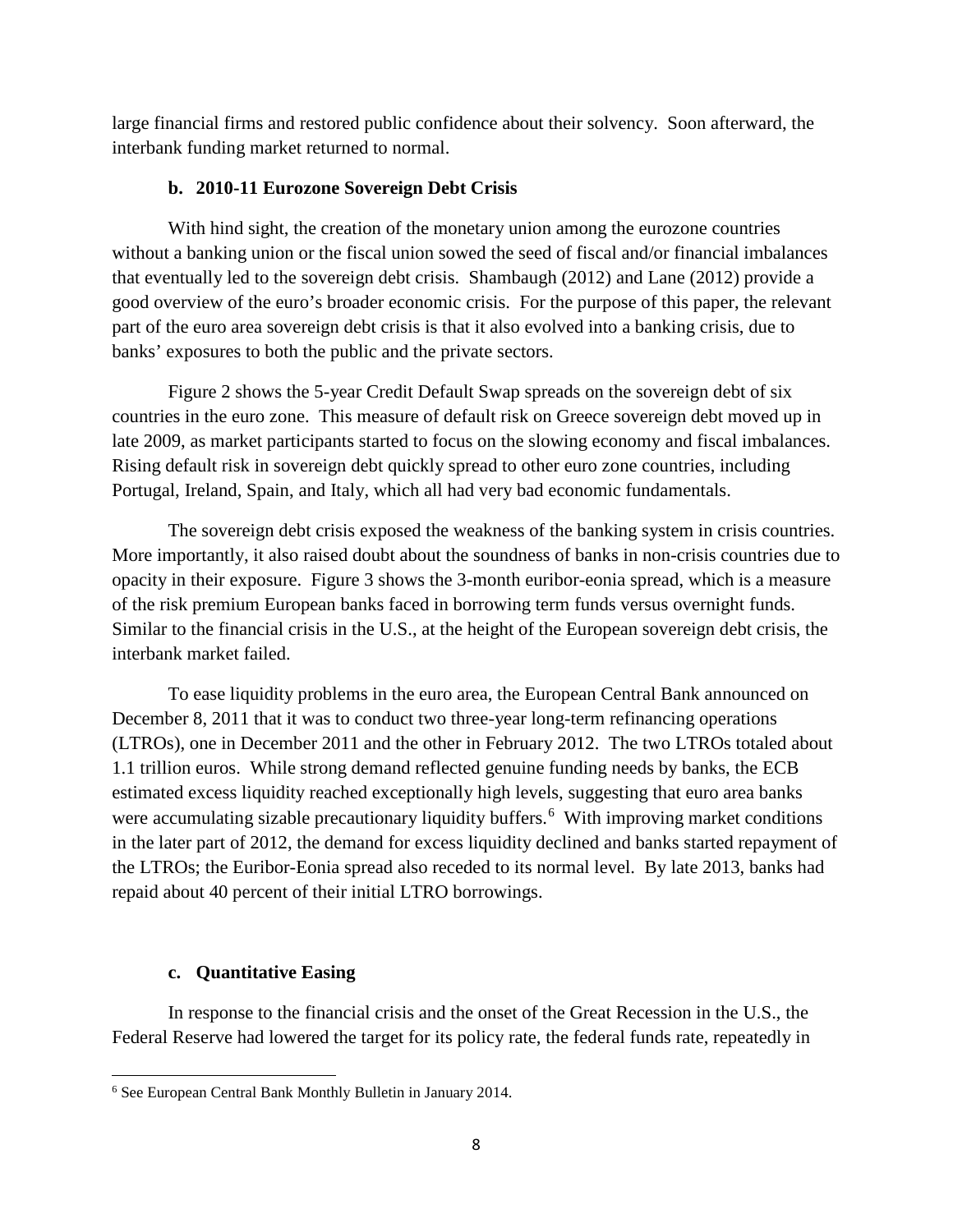large financial firms and restored public confidence about their solvency. Soon afterward, the interbank funding market returned to normal.

### b. 2010-11 Eurozone Sovereign Debt Crisis

With hind sight, the creation of the monetary union among the eurozone countries without a banking union or the fiscal union sowed the seed of fiscal and/or financial imbalances that eventually led to the sovereign debt crisis. Shambaugh (2012) and Lane (2012) provide a good overview of the euro's broader economic crisis. For the purpose of this paper, the relevant part of the euro area sovereign debt crisis is that it also evolved into a banking crisis, due to banks' exposures to both the public and the private sectors.

Figure 2 shows the 5-year Credit Default Swap spreads on the sovereign debt of six countries in the euro zone. This measure of default risk on Greece sovereign debt moved up in late 2009, as market participants started to focus on the slowing economy and fiscal imbalances. Rising default risk in sovereign debt quickly spread to other euro zone countries, including Portugal, Ireland, Spain, and Italy, which all had very bad economic fundamentals.

The sovereign debt crisis exposed the weakness of the banking system in crisis countries. More importantly, it also raised doubt about the soundness of banks in non-crisis countries due to opacity in their exposure. Figure 3 shows the 3-month euribor-eonia spread, which is a measure of the risk premium European banks faced in borrowing term funds versus overnight funds. Similar to the financial crisis in the U.S., at the height of the European sovereign debt crisis, the interbank market failed.

To ease liquidity problems in the euro area, the European Central Bank announced on December 8, 2011 that it was to conduct two three-year long-term refinancing operations (LTROs), one in December 2011 and the other in February 2012. The two LTROs totaled about 1.1 trillion euros. While strong demand reflected genuine funding needs by banks, the ECB estimated excess liquidity reached exceptionally high levels, suggesting that euro area banks were accumulating sizable precautionary liquidity buffers.[6] With improving market conditions in the later part of 2012, the demand for excess liquidity declined and banks started repayment of the LTROs; the Euribor-Eonia spread also receded to its normal level. By late 2013, banks had repaid about 40 percent of their initial LTRO borrowings.

### c. Quantitative Easing

In response to the financial crisis and the onset of the Great Recession in the U.S., the Federal Reserve had lowered the target for its policy rate, the federal funds rate, repeatedly in

[6] See European Central Bank Monthly Bulletin in January 2014.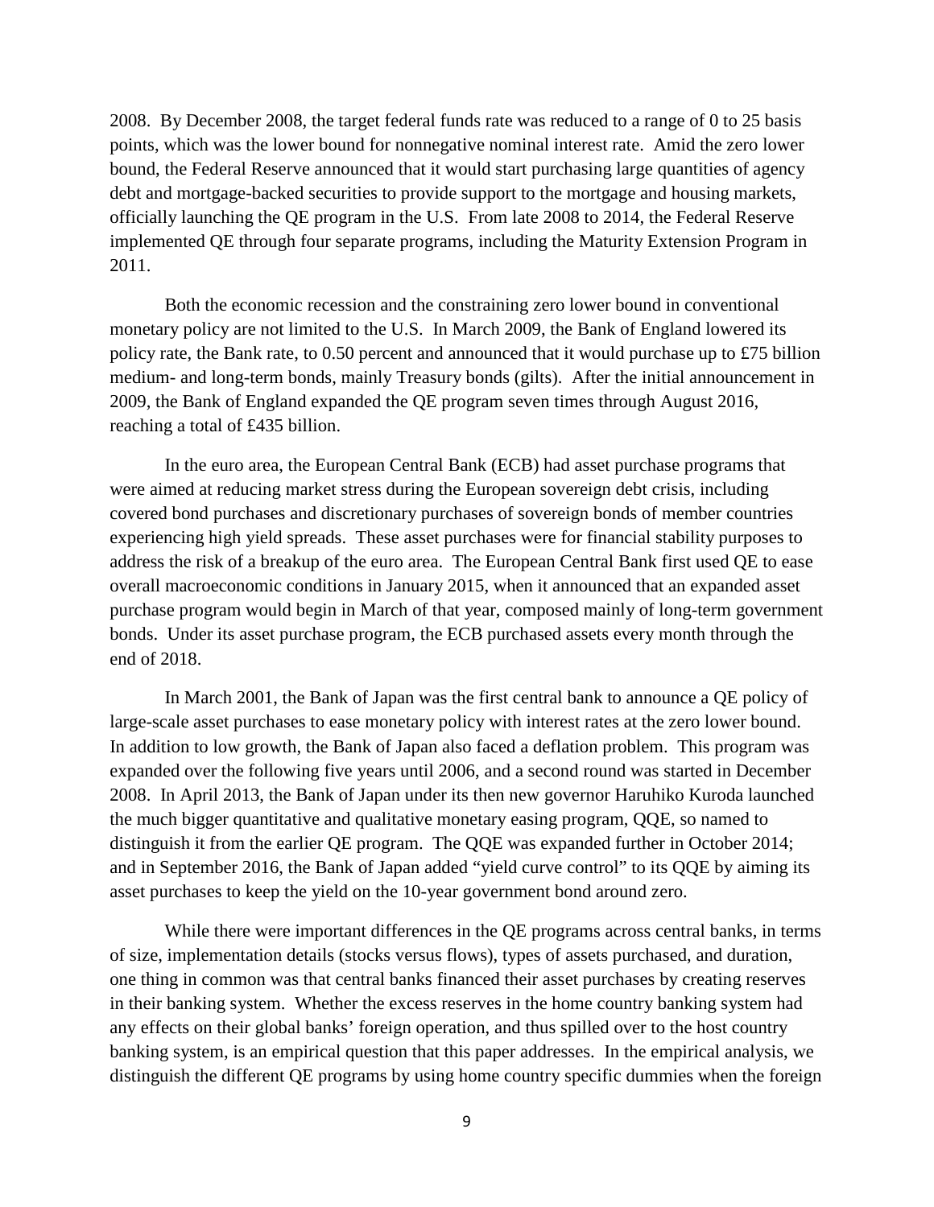2008. By December 2008, the target federal funds rate was reduced to a range of 0 to 25 basis points, which was the lower bound for nonnegative nominal interest rate. Amid the zero lower bound, the Federal Reserve announced that it would start purchasing large quantities of agency debt and mortgage-backed securities to provide support to the mortgage and housing markets, officially launching the QE program in the U.S. From late 2008 to 2014, the Federal Reserve implemented QE through four separate programs, including the Maturity Extension Program in 2011.

Both the economic recession and the constraining zero lower bound in conventional monetary policy are not limited to the U.S. In March 2009, the Bank of England lowered its policy rate, the Bank rate, to 0.50 percent and announced that it would purchase up to £75 billion medium- and long-term bonds, mainly Treasury bonds (gilts). After the initial announcement in 2009, the Bank of England expanded the QE program seven times through August 2016, reaching a total of £435 billion.

In the euro area, the European Central Bank (ECB) had asset purchase programs that were aimed at reducing market stress during the European sovereign debt crisis, including covered bond purchases and discretionary purchases of sovereign bonds of member countries experiencing high yield spreads. These asset purchases were for financial stability purposes to address the risk of a breakup of the euro area. The European Central Bank first used QE to ease overall macroeconomic conditions in January 2015, when it announced that an expanded asset purchase program would begin in March of that year, composed mainly of long-term government bonds. Under its asset purchase program, the ECB purchased assets every month through the end of 2018.

In March 2001, the Bank of Japan was the first central bank to announce a QE policy of large-scale asset purchases to ease monetary policy with interest rates at the zero lower bound. In addition to low growth, the Bank of Japan also faced a deflation problem. This program was expanded over the following five years until 2006, and a second round was started in December 2008. In April 2013, the Bank of Japan under its then new governor Haruhiko Kuroda launched the much bigger quantitative and qualitative monetary easing program, QQE, so named to distinguish it from the earlier QE program. The QQE was expanded further in October 2014; and in September 2016, the Bank of Japan added "yield curve control" to its QQE by aiming its asset purchases to keep the yield on the 10-year government bond around zero.

While there were important differences in the QE programs across central banks, in terms of size, implementation details (stocks versus flows), types of assets purchased, and duration, one thing in common was that central banks financed their asset purchases by creating reserves in their banking system. Whether the excess reserves in the home country banking system had any effects on their global banks' foreign operation, and thus spilled over to the host country banking system, is an empirical question that this paper addresses. In the empirical analysis, we distinguish the different QE programs by using home country specific dummies when the foreign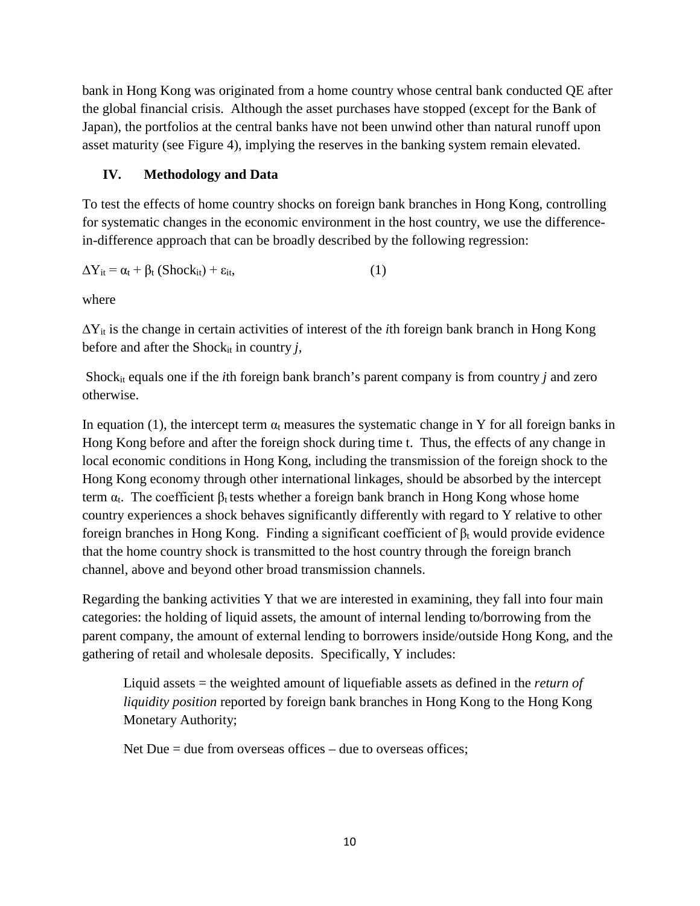bank in Hong Kong was originated from a home country whose central bank conducted QE after the global financial crisis. Although the asset purchases have stopped (except for the Bank of Japan), the portfolios at the central banks have not been unwind other than natural runoff upon asset maturity (see Figure 4), implying the reserves in the banking system remain elevated.

## IV. Methodology and Data

To test the effects of home country shocks on foreign bank branches in Hong Kong, controlling for systematic changes in the economic environment in the host country, we use the difference-in-difference approach that can be broadly described by the following regression:

$$\Delta Y_{it} = \alpha_t + \beta_t\,(\text{Shock}_{it}) + \varepsilon_{it}, \qquad (1)$$

where

$\Delta Y_{it}$ is the change in certain activities of interest of the *i*th foreign bank branch in Hong Kong before and after the $\text{Shock}_{it}$ in country *j*,

$\text{Shock}_{it}$ equals one if the *i*th foreign bank branch's parent company is from country *j* and zero otherwise.

In equation (1), the intercept term $\alpha_t$ measures the systematic change in Y for all foreign banks in Hong Kong before and after the foreign shock during time t. Thus, the effects of any change in local economic conditions in Hong Kong, including the transmission of the foreign shock to the Hong Kong economy through other international linkages, should be absorbed by the intercept term $\alpha_t$. The coefficient $\beta_t$ tests whether a foreign bank branch in Hong Kong whose home country experiences a shock behaves significantly differently with regard to Y relative to other foreign branches in Hong Kong. Finding a significant coefficient of $\beta_t$ would provide evidence that the home country shock is transmitted to the host country through the foreign branch channel, above and beyond other broad transmission channels.

Regarding the banking activities Y that we are interested in examining, they fall into four main categories: the holding of liquid assets, the amount of internal lending to/borrowing from the parent company, the amount of external lending to borrowers inside/outside Hong Kong, and the gathering of retail and wholesale deposits. Specifically, Y includes:

Liquid assets = the weighted amount of liquefiable assets as defined in the *return of liquidity position* reported by foreign bank branches in Hong Kong to the Hong Kong Monetary Authority;

Net Due = due from overseas offices – due to overseas offices;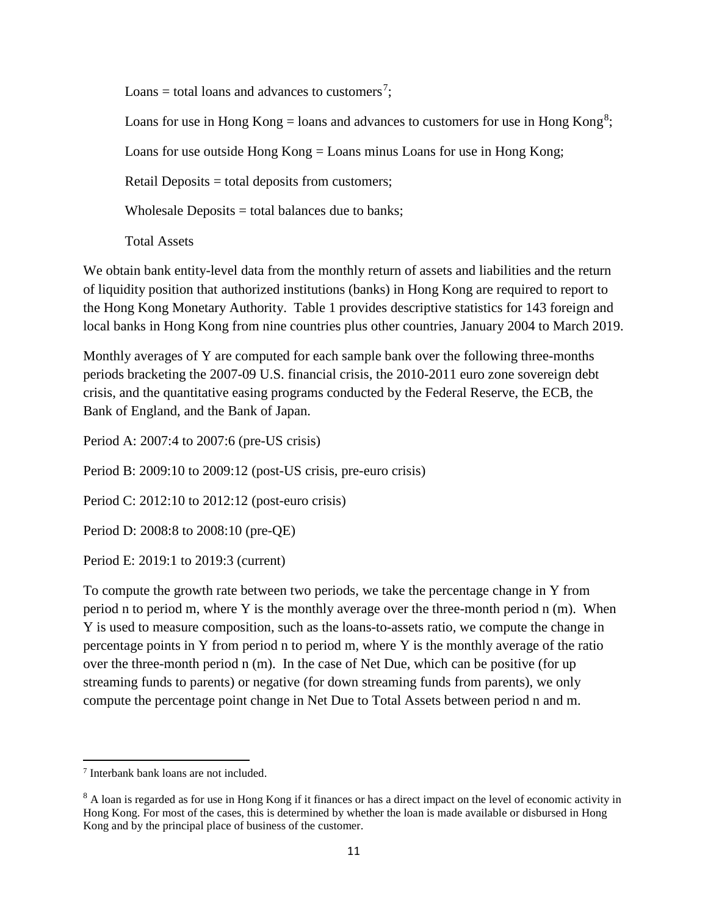Loans = total loans and advances to customers[7];

Loans for use in Hong Kong = loans and advances to customers for use in Hong Kong[8];

Loans for use outside Hong Kong = Loans minus Loans for use in Hong Kong;

Retail Deposits = total deposits from customers;

Wholesale Deposits = total balances due to banks;

Total Assets

We obtain bank entity-level data from the monthly return of assets and liabilities and the return of liquidity position that authorized institutions (banks) in Hong Kong are required to report to the Hong Kong Monetary Authority. Table 1 provides descriptive statistics for 143 foreign and local banks in Hong Kong from nine countries plus other countries, January 2004 to March 2019.

Monthly averages of Y are computed for each sample bank over the following three-months periods bracketing the 2007-09 U.S. financial crisis, the 2010-2011 euro zone sovereign debt crisis, and the quantitative easing programs conducted by the Federal Reserve, the ECB, the Bank of England, and the Bank of Japan.

Period A: 2007:4 to 2007:6 (pre-US crisis)

Period B: 2009:10 to 2009:12 (post-US crisis, pre-euro crisis)

Period C: 2012:10 to 2012:12 (post-euro crisis)

Period D: 2008:8 to 2008:10 (pre-QE)

Period E: 2019:1 to 2019:3 (current)

To compute the growth rate between two periods, we take the percentage change in Y from period n to period m, where Y is the monthly average over the three-month period n (m). When Y is used to measure composition, such as the loans-to-assets ratio, we compute the change in percentage points in Y from period n to period m, where Y is the monthly average of the ratio over the three-month period n (m). In the case of Net Due, which can be positive (for up streaming funds to parents) or negative (for down streaming funds from parents), we only compute the percentage point change in Net Due to Total Assets between period n and m.

[7] Interbank bank loans are not included.

[8] A loan is regarded as for use in Hong Kong if it finances or has a direct impact on the level of economic activity in Hong Kong. For most of the cases, this is determined by whether the loan is made available or disbursed in Hong Kong and by the principal place of business of the customer.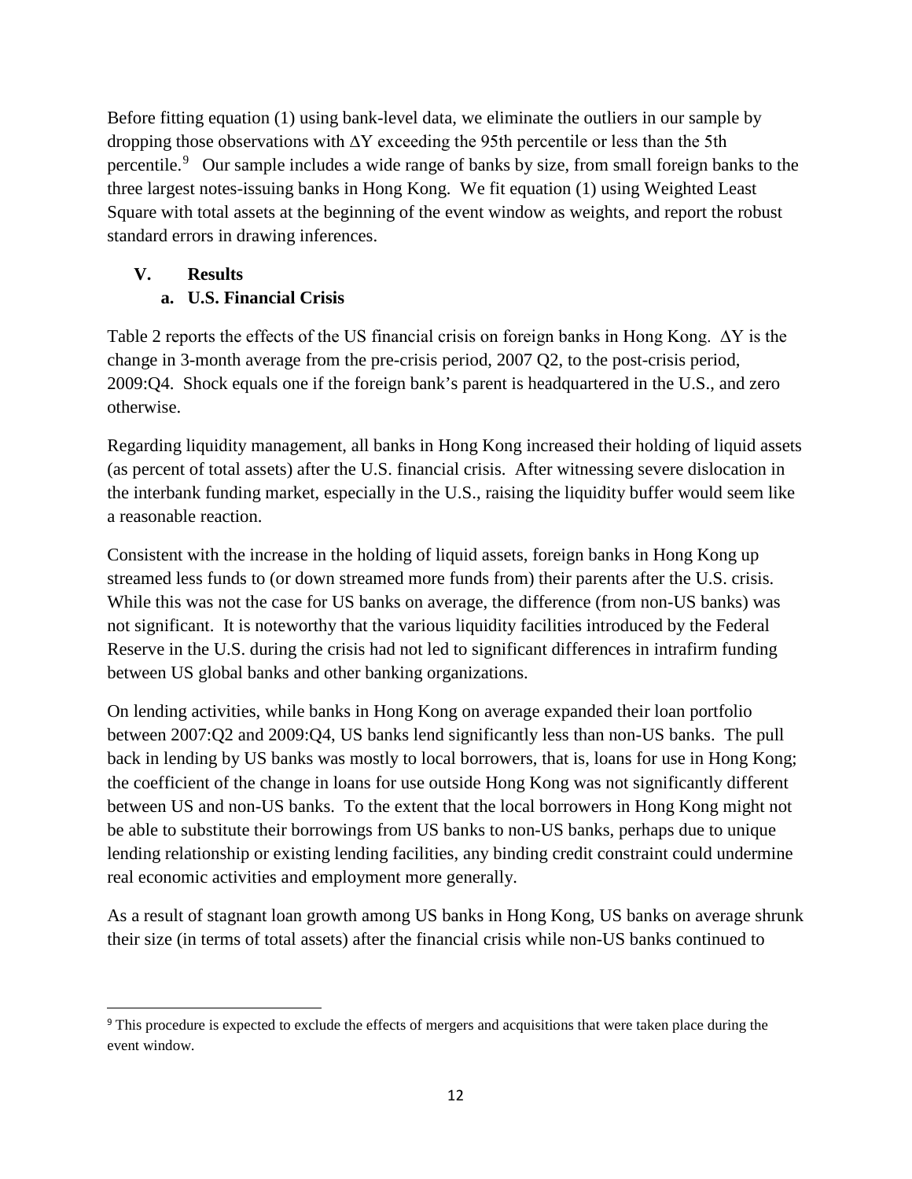Before fitting equation (1) using bank-level data, we eliminate the outliers in our sample by dropping those observations with $\Delta Y$ exceeding the 95th percentile or less than the 5th percentile.[9] Our sample includes a wide range of banks by size, from small foreign banks to the three largest notes-issuing banks in Hong Kong. We fit equation (1) using Weighted Least Square with total assets at the beginning of the event window as weights, and report the robust standard errors in drawing inferences.

## V. Results

### a. U.S. Financial Crisis

Table 2 reports the effects of the US financial crisis on foreign banks in Hong Kong. $\Delta Y$ is the change in 3-month average from the pre-crisis period, 2007 Q2, to the post-crisis period, 2009:Q4. Shock equals one if the foreign bank's parent is headquartered in the U.S., and zero otherwise.

Regarding liquidity management, all banks in Hong Kong increased their holding of liquid assets (as percent of total assets) after the U.S. financial crisis. After witnessing severe dislocation in the interbank funding market, especially in the U.S., raising the liquidity buffer would seem like a reasonable reaction.

Consistent with the increase in the holding of liquid assets, foreign banks in Hong Kong up streamed less funds to (or down streamed more funds from) their parents after the U.S. crisis. While this was not the case for US banks on average, the difference (from non-US banks) was not significant. It is noteworthy that the various liquidity facilities introduced by the Federal Reserve in the U.S. during the crisis had not led to significant differences in intrafirm funding between US global banks and other banking organizations.

On lending activities, while banks in Hong Kong on average expanded their loan portfolio between 2007:Q2 and 2009:Q4, US banks lend significantly less than non-US banks. The pull back in lending by US banks was mostly to local borrowers, that is, loans for use in Hong Kong; the coefficient of the change in loans for use outside Hong Kong was not significantly different between US and non-US banks. To the extent that the local borrowers in Hong Kong might not be able to substitute their borrowings from US banks to non-US banks, perhaps due to unique lending relationship or existing lending facilities, any binding credit constraint could undermine real economic activities and employment more generally.

As a result of stagnant loan growth among US banks in Hong Kong, US banks on average shrunk their size (in terms of total assets) after the financial crisis while non-US banks continued to

---

[9] This procedure is expected to exclude the effects of mergers and acquisitions that were taken place during the event window.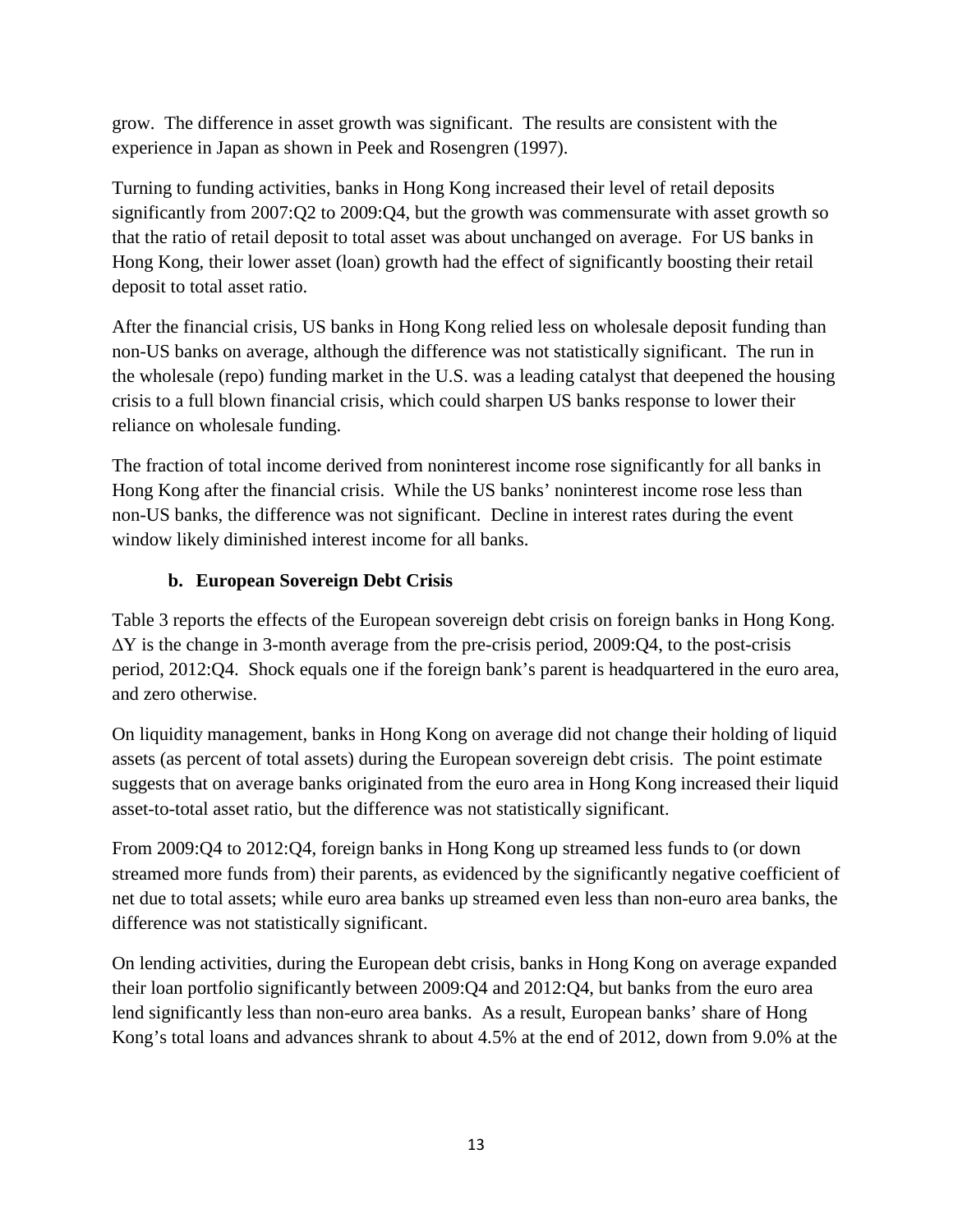grow. The difference in asset growth was significant. The results are consistent with the experience in Japan as shown in Peek and Rosengren (1997).

Turning to funding activities, banks in Hong Kong increased their level of retail deposits significantly from 2007:Q2 to 2009:Q4, but the growth was commensurate with asset growth so that the ratio of retail deposit to total asset was about unchanged on average. For US banks in Hong Kong, their lower asset (loan) growth had the effect of significantly boosting their retail deposit to total asset ratio.

After the financial crisis, US banks in Hong Kong relied less on wholesale deposit funding than non-US banks on average, although the difference was not statistically significant. The run in the wholesale (repo) funding market in the U.S. was a leading catalyst that deepened the housing crisis to a full blown financial crisis, which could sharpen US banks response to lower their reliance on wholesale funding.

The fraction of total income derived from noninterest income rose significantly for all banks in Hong Kong after the financial crisis. While the US banks' noninterest income rose less than non-US banks, the difference was not significant. Decline in interest rates during the event window likely diminished interest income for all banks.

### b. European Sovereign Debt Crisis

Table 3 reports the effects of the European sovereign debt crisis on foreign banks in Hong Kong. $\Delta Y$ is the change in 3-month average from the pre-crisis period, 2009:Q4, to the post-crisis period, 2012:Q4. Shock equals one if the foreign bank's parent is headquartered in the euro area, and zero otherwise.

On liquidity management, banks in Hong Kong on average did not change their holding of liquid assets (as percent of total assets) during the European sovereign debt crisis. The point estimate suggests that on average banks originated from the euro area in Hong Kong increased their liquid asset-to-total asset ratio, but the difference was not statistically significant.

From 2009:Q4 to 2012:Q4, foreign banks in Hong Kong up streamed less funds to (or down streamed more funds from) their parents, as evidenced by the significantly negative coefficient of net due to total assets; while euro area banks up streamed even less than non-euro area banks, the difference was not statistically significant.

On lending activities, during the European debt crisis, banks in Hong Kong on average expanded their loan portfolio significantly between 2009:Q4 and 2012:Q4, but banks from the euro area lend significantly less than non-euro area banks. As a result, European banks' share of Hong Kong's total loans and advances shrank to about 4.5% at the end of 2012, down from 9.0% at the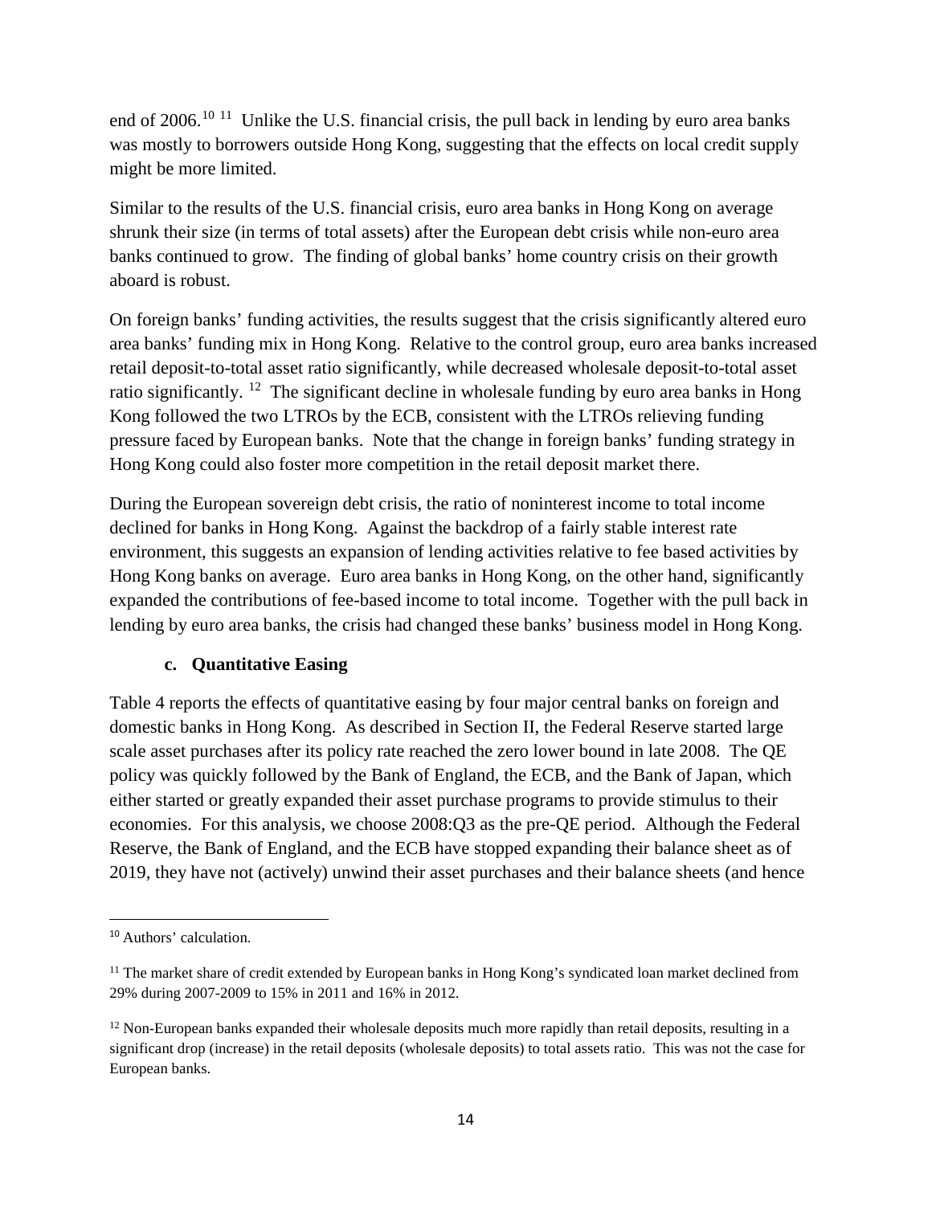end of 2006.[10] [11] Unlike the U.S. financial crisis, the pull back in lending by euro area banks was mostly to borrowers outside Hong Kong, suggesting that the effects on local credit supply might be more limited.

Similar to the results of the U.S. financial crisis, euro area banks in Hong Kong on average shrunk their size (in terms of total assets) after the European debt crisis while non-euro area banks continued to grow. The finding of global banks' home country crisis on their growth aboard is robust.

On foreign banks' funding activities, the results suggest that the crisis significantly altered euro area banks' funding mix in Hong Kong. Relative to the control group, euro area banks increased retail deposit-to-total asset ratio significantly, while decreased wholesale deposit-to-total asset ratio significantly. [12] The significant decline in wholesale funding by euro area banks in Hong Kong followed the two LTROs by the ECB, consistent with the LTROs relieving funding pressure faced by European banks. Note that the change in foreign banks' funding strategy in Hong Kong could also foster more competition in the retail deposit market there.

During the European sovereign debt crisis, the ratio of noninterest income to total income declined for banks in Hong Kong. Against the backdrop of a fairly stable interest rate environment, this suggests an expansion of lending activities relative to fee based activities by Hong Kong banks on average. Euro area banks in Hong Kong, on the other hand, significantly expanded the contributions of fee-based income to total income. Together with the pull back in lending by euro area banks, the crisis had changed these banks' business model in Hong Kong.

### c. Quantitative Easing

Table 4 reports the effects of quantitative easing by four major central banks on foreign and domestic banks in Hong Kong. As described in Section II, the Federal Reserve started large scale asset purchases after its policy rate reached the zero lower bound in late 2008. The QE policy was quickly followed by the Bank of England, the ECB, and the Bank of Japan, which either started or greatly expanded their asset purchase programs to provide stimulus to their economies. For this analysis, we choose 2008:Q3 as the pre-QE period. Although the Federal Reserve, the Bank of England, and the ECB have stopped expanding their balance sheet as of 2019, they have not (actively) unwind their asset purchases and their balance sheets (and hence

---

[10] Authors' calculation.

[11] The market share of credit extended by European banks in Hong Kong's syndicated loan market declined from 29% during 2007-2009 to 15% in 2011 and 16% in 2012.

[12] Non-European banks expanded their wholesale deposits much more rapidly than retail deposits, resulting in a significant drop (increase) in the retail deposits (wholesale deposits) to total assets ratio. This was not the case for European banks.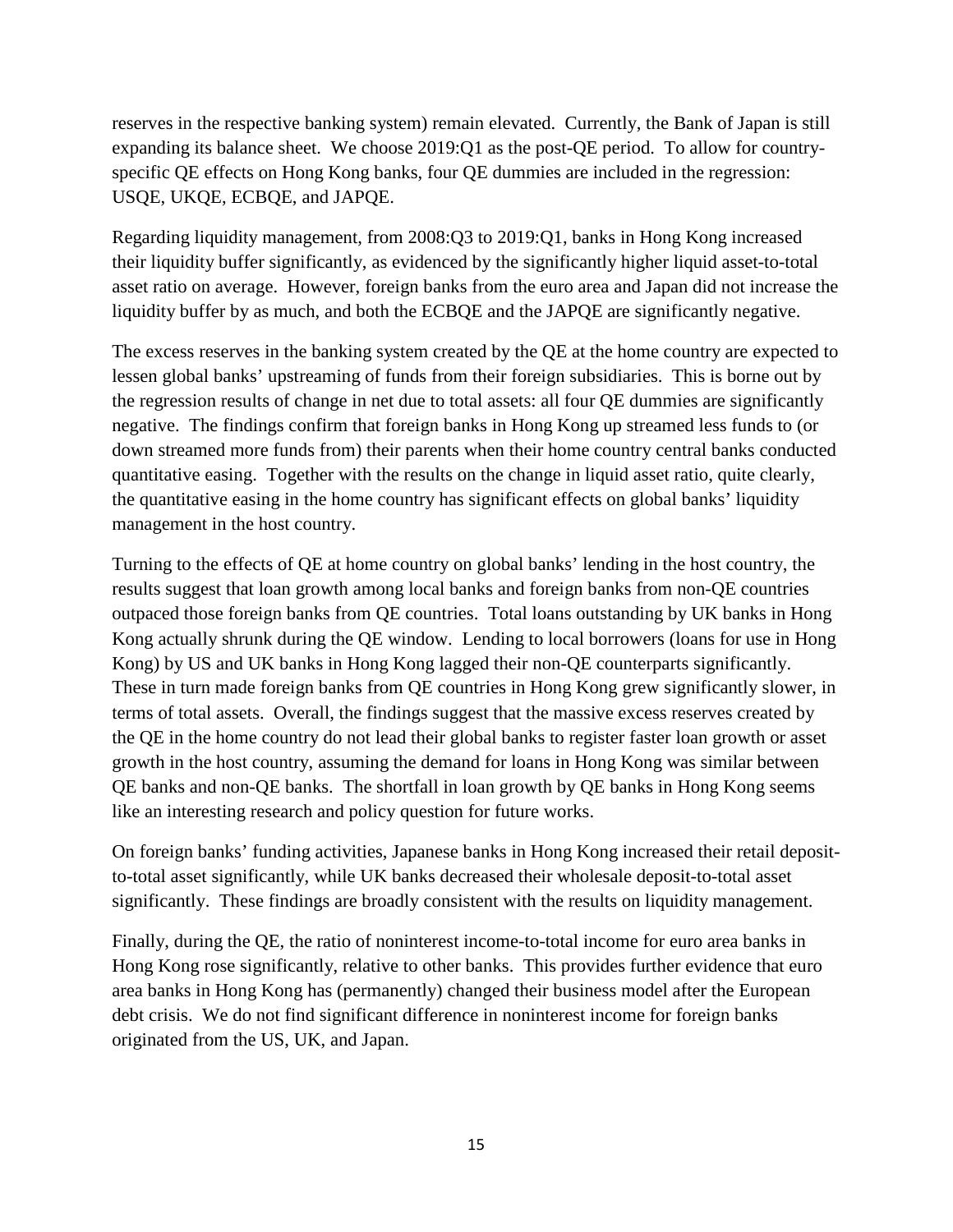reserves in the respective banking system) remain elevated. Currently, the Bank of Japan is still expanding its balance sheet. We choose 2019:Q1 as the post-QE period. To allow for country-specific QE effects on Hong Kong banks, four QE dummies are included in the regression: USQE, UKQE, ECBQE, and JAPQE.

Regarding liquidity management, from 2008:Q3 to 2019:Q1, banks in Hong Kong increased their liquidity buffer significantly, as evidenced by the significantly higher liquid asset-to-total asset ratio on average. However, foreign banks from the euro area and Japan did not increase the liquidity buffer by as much, and both the ECBQE and the JAPQE are significantly negative.

The excess reserves in the banking system created by the QE at the home country are expected to lessen global banks' upstreaming of funds from their foreign subsidiaries. This is borne out by the regression results of change in net due to total assets: all four QE dummies are significantly negative. The findings confirm that foreign banks in Hong Kong up streamed less funds to (or down streamed more funds from) their parents when their home country central banks conducted quantitative easing. Together with the results on the change in liquid asset ratio, quite clearly, the quantitative easing in the home country has significant effects on global banks' liquidity management in the host country.

Turning to the effects of QE at home country on global banks' lending in the host country, the results suggest that loan growth among local banks and foreign banks from non-QE countries outpaced those foreign banks from QE countries. Total loans outstanding by UK banks in Hong Kong actually shrunk during the QE window. Lending to local borrowers (loans for use in Hong Kong) by US and UK banks in Hong Kong lagged their non-QE counterparts significantly. These in turn made foreign banks from QE countries in Hong Kong grew significantly slower, in terms of total assets. Overall, the findings suggest that the massive excess reserves created by the QE in the home country do not lead their global banks to register faster loan growth or asset growth in the host country, assuming the demand for loans in Hong Kong was similar between QE banks and non-QE banks. The shortfall in loan growth by QE banks in Hong Kong seems like an interesting research and policy question for future works.

On foreign banks' funding activities, Japanese banks in Hong Kong increased their retail deposit-to-total asset significantly, while UK banks decreased their wholesale deposit-to-total asset significantly. These findings are broadly consistent with the results on liquidity management.

Finally, during the QE, the ratio of noninterest income-to-total income for euro area banks in Hong Kong rose significantly, relative to other banks. This provides further evidence that euro area banks in Hong Kong has (permanently) changed their business model after the European debt crisis. We do not find significant difference in noninterest income for foreign banks originated from the US, UK, and Japan.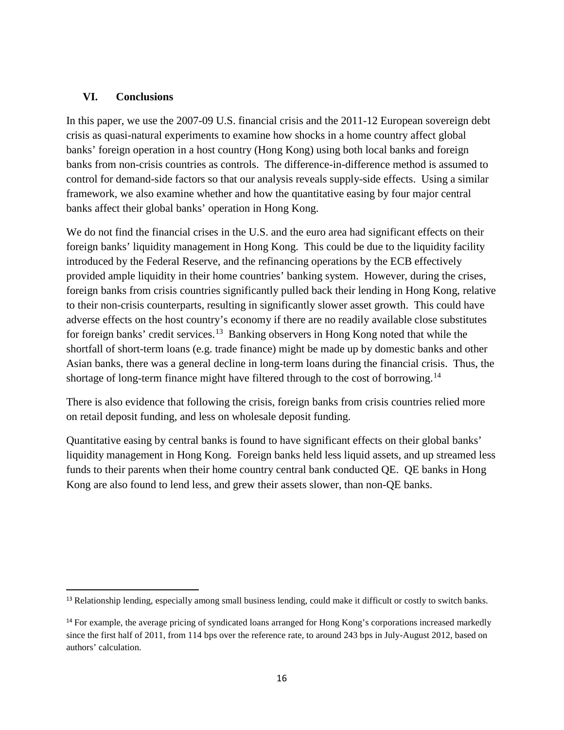## VI. Conclusions

In this paper, we use the 2007-09 U.S. financial crisis and the 2011-12 European sovereign debt crisis as quasi-natural experiments to examine how shocks in a home country affect global banks' foreign operation in a host country (Hong Kong) using both local banks and foreign banks from non-crisis countries as controls. The difference-in-difference method is assumed to control for demand-side factors so that our analysis reveals supply-side effects. Using a similar framework, we also examine whether and how the quantitative easing by four major central banks affect their global banks' operation in Hong Kong.

We do not find the financial crises in the U.S. and the euro area had significant effects on their foreign banks' liquidity management in Hong Kong. This could be due to the liquidity facility introduced by the Federal Reserve, and the refinancing operations by the ECB effectively provided ample liquidity in their home countries' banking system. However, during the crises, foreign banks from crisis countries significantly pulled back their lending in Hong Kong, relative to their non-crisis counterparts, resulting in significantly slower asset growth. This could have adverse effects on the host country's economy if there are no readily available close substitutes for foreign banks' credit services.[13] Banking observers in Hong Kong noted that while the shortfall of short-term loans (e.g. trade finance) might be made up by domestic banks and other Asian banks, there was a general decline in long-term loans during the financial crisis. Thus, the shortage of long-term finance might have filtered through to the cost of borrowing.[14]

There is also evidence that following the crisis, foreign banks from crisis countries relied more on retail deposit funding, and less on wholesale deposit funding.

Quantitative easing by central banks is found to have significant effects on their global banks' liquidity management in Hong Kong. Foreign banks held less liquid assets, and up streamed less funds to their parents when their home country central bank conducted QE. QE banks in Hong Kong are also found to lend less, and grew their assets slower, than non-QE banks.

---

[13] Relationship lending, especially among small business lending, could make it difficult or costly to switch banks.

[14] For example, the average pricing of syndicated loans arranged for Hong Kong's corporations increased markedly since the first half of 2011, from 114 bps over the reference rate, to around 243 bps in July-August 2012, based on authors' calculation.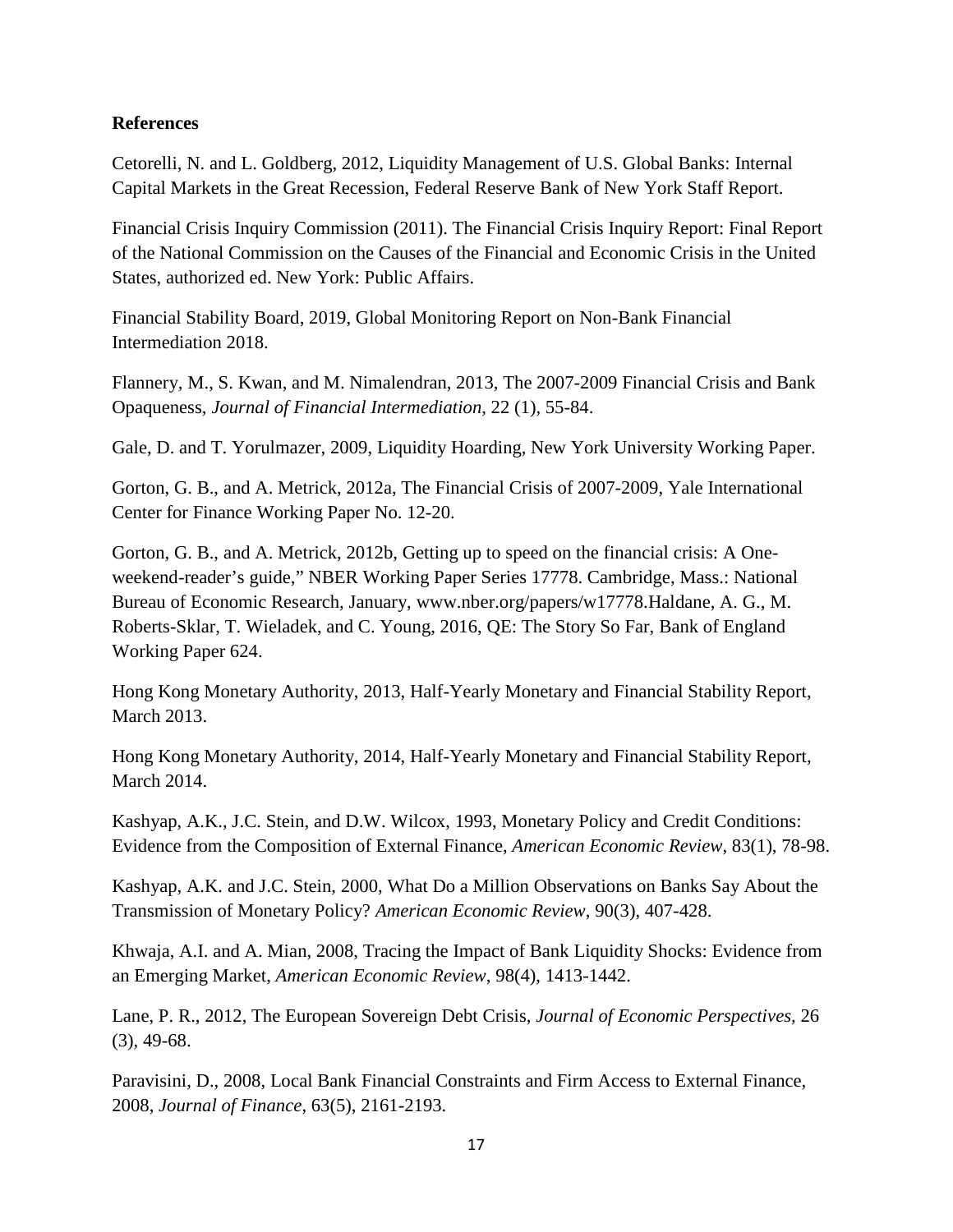**References**

Cetorelli, N. and L. Goldberg, 2012, Liquidity Management of U.S. Global Banks: Internal Capital Markets in the Great Recession, Federal Reserve Bank of New York Staff Report.

Financial Crisis Inquiry Commission (2011). The Financial Crisis Inquiry Report: Final Report of the National Commission on the Causes of the Financial and Economic Crisis in the United States, authorized ed. New York: Public Affairs.

Financial Stability Board, 2019, Global Monitoring Report on Non-Bank Financial Intermediation 2018.

Flannery, M., S. Kwan, and M. Nimalendran, 2013, The 2007-2009 Financial Crisis and Bank Opaqueness, *Journal of Financial Intermediation*, 22 (1), 55-84.

Gale, D. and T. Yorulmazer, 2009, Liquidity Hoarding, New York University Working Paper.

Gorton, G. B., and A. Metrick, 2012a, The Financial Crisis of 2007-2009, Yale International Center for Finance Working Paper No. 12-20.

Gorton, G. B., and A. Metrick, 2012b, Getting up to speed on the financial crisis: A One-weekend-reader's guide," NBER Working Paper Series 17778. Cambridge, Mass.: National Bureau of Economic Research, January, www.nber.org/papers/w17778.Haldane, A. G., M. Roberts-Sklar, T. Wieladek, and C. Young, 2016, QE: The Story So Far, Bank of England Working Paper 624.

Hong Kong Monetary Authority, 2013, Half-Yearly Monetary and Financial Stability Report, March 2013.

Hong Kong Monetary Authority, 2014, Half-Yearly Monetary and Financial Stability Report, March 2014.

Kashyap, A.K., J.C. Stein, and D.W. Wilcox, 1993, Monetary Policy and Credit Conditions: Evidence from the Composition of External Finance, *American Economic Review*, 83(1), 78-98.

Kashyap, A.K. and J.C. Stein, 2000, What Do a Million Observations on Banks Say About the Transmission of Monetary Policy? *American Economic Review*, 90(3), 407-428.

Khwaja, A.I. and A. Mian, 2008, Tracing the Impact of Bank Liquidity Shocks: Evidence from an Emerging Market, *American Economic Review*, 98(4), 1413-1442.

Lane, P. R., 2012, The European Sovereign Debt Crisis, *Journal of Economic Perspectives*, 26 (3), 49-68.

Paravisini, D., 2008, Local Bank Financial Constraints and Firm Access to External Finance, 2008, *Journal of Finance*, 63(5), 2161-2193.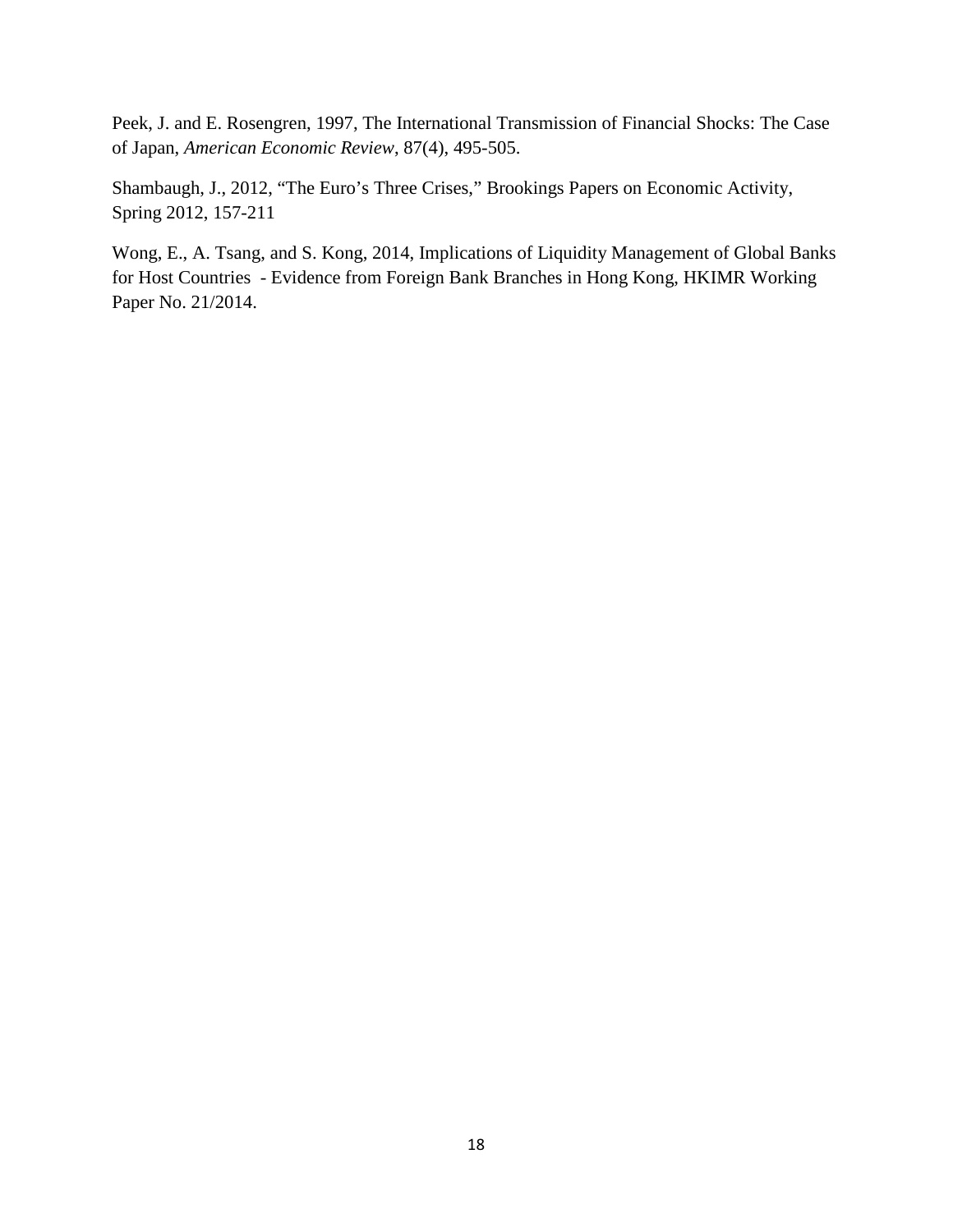Peek, J. and E. Rosengren, 1997, The International Transmission of Financial Shocks: The Case of Japan, *American Economic Review*, 87(4), 495-505.

Shambaugh, J., 2012, "The Euro's Three Crises," Brookings Papers on Economic Activity, Spring 2012, 157-211

Wong, E., A. Tsang, and S. Kong, 2014, Implications of Liquidity Management of Global Banks for Host Countries - Evidence from Foreign Bank Branches in Hong Kong, HKIMR Working Paper No. 21/2014.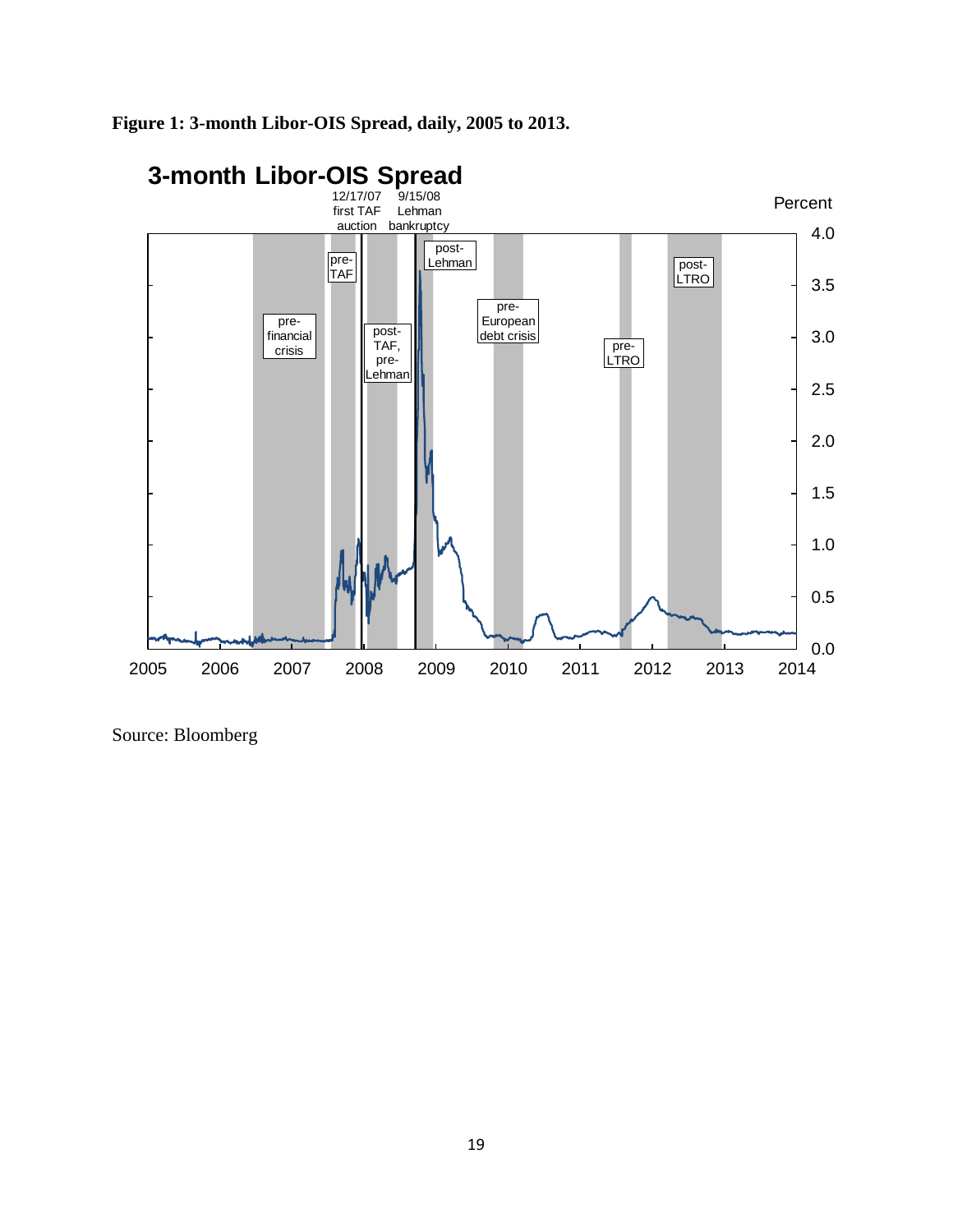**Figure 1: 3-month Libor-OIS Spread, daily, 2005 to 2013.**

Source: Bloomberg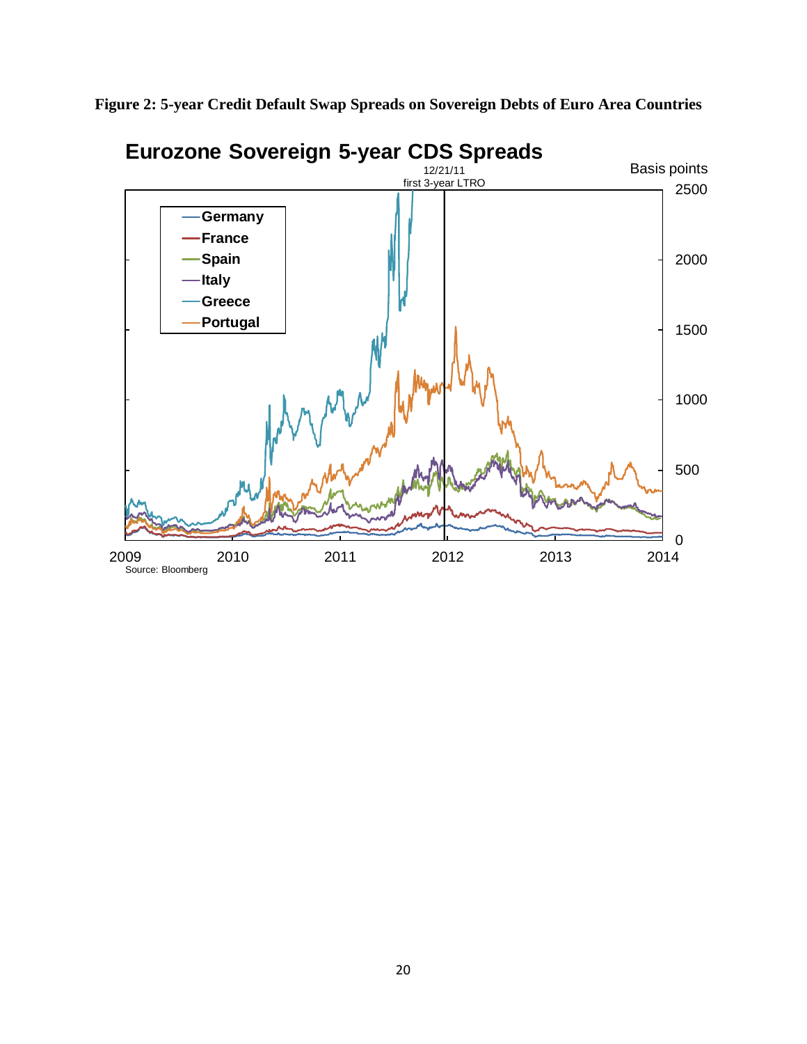**Figure 2: 5-year Credit Default Swap Spreads on Sovereign Debts of Euro Area Countries**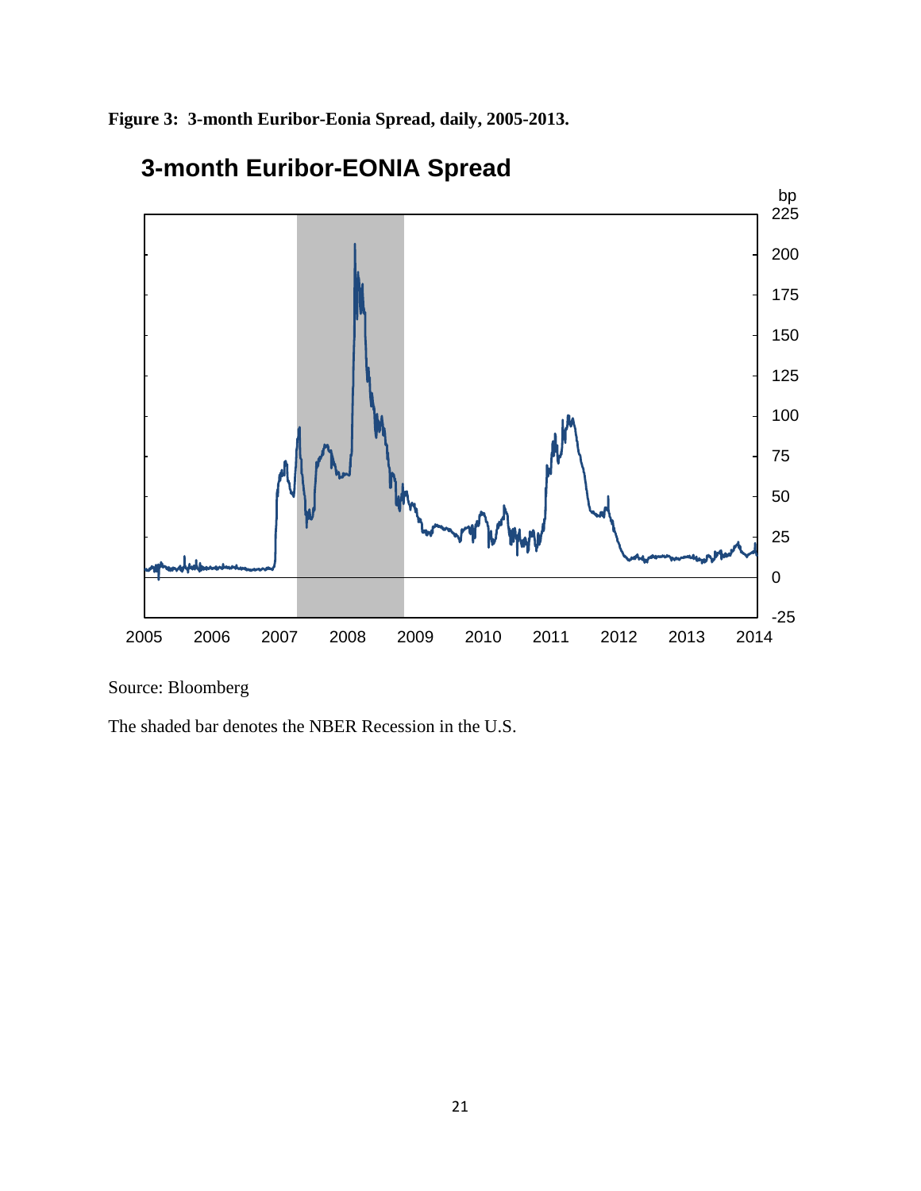**Figure 3: 3-month Euribor-Eonia Spread, daily, 2005-2013.**

Source: Bloomberg

The shaded bar denotes the NBER Recession in the U.S.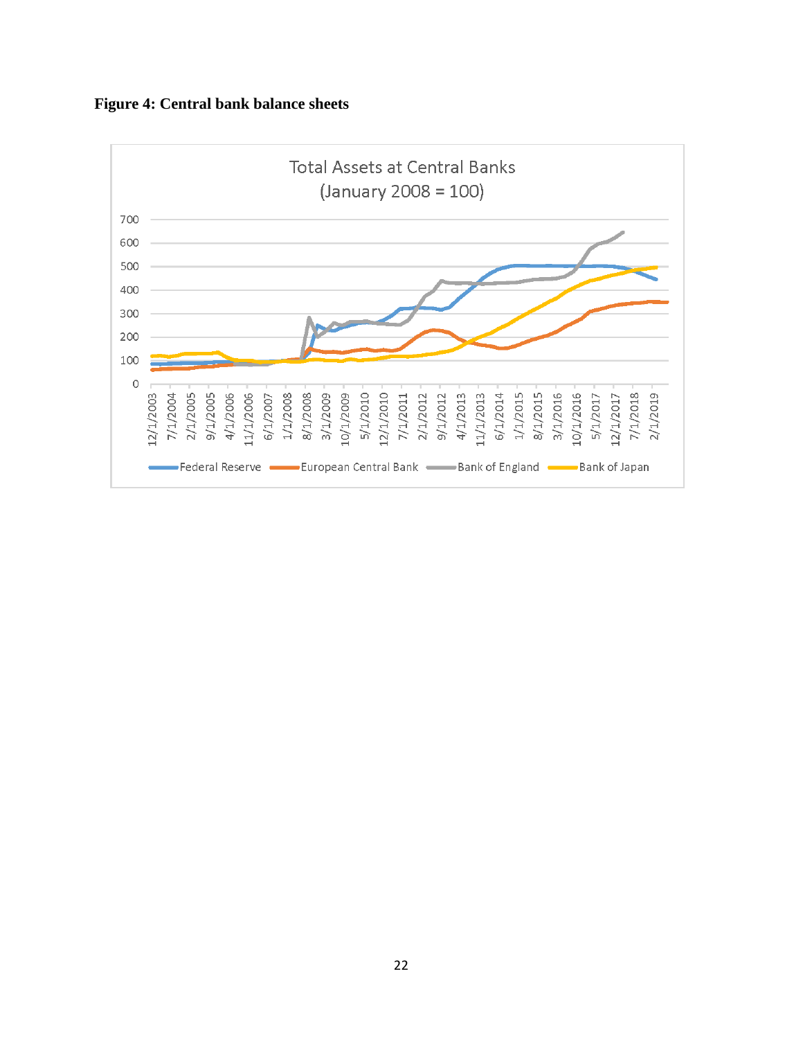**Figure 4: Central bank balance sheets**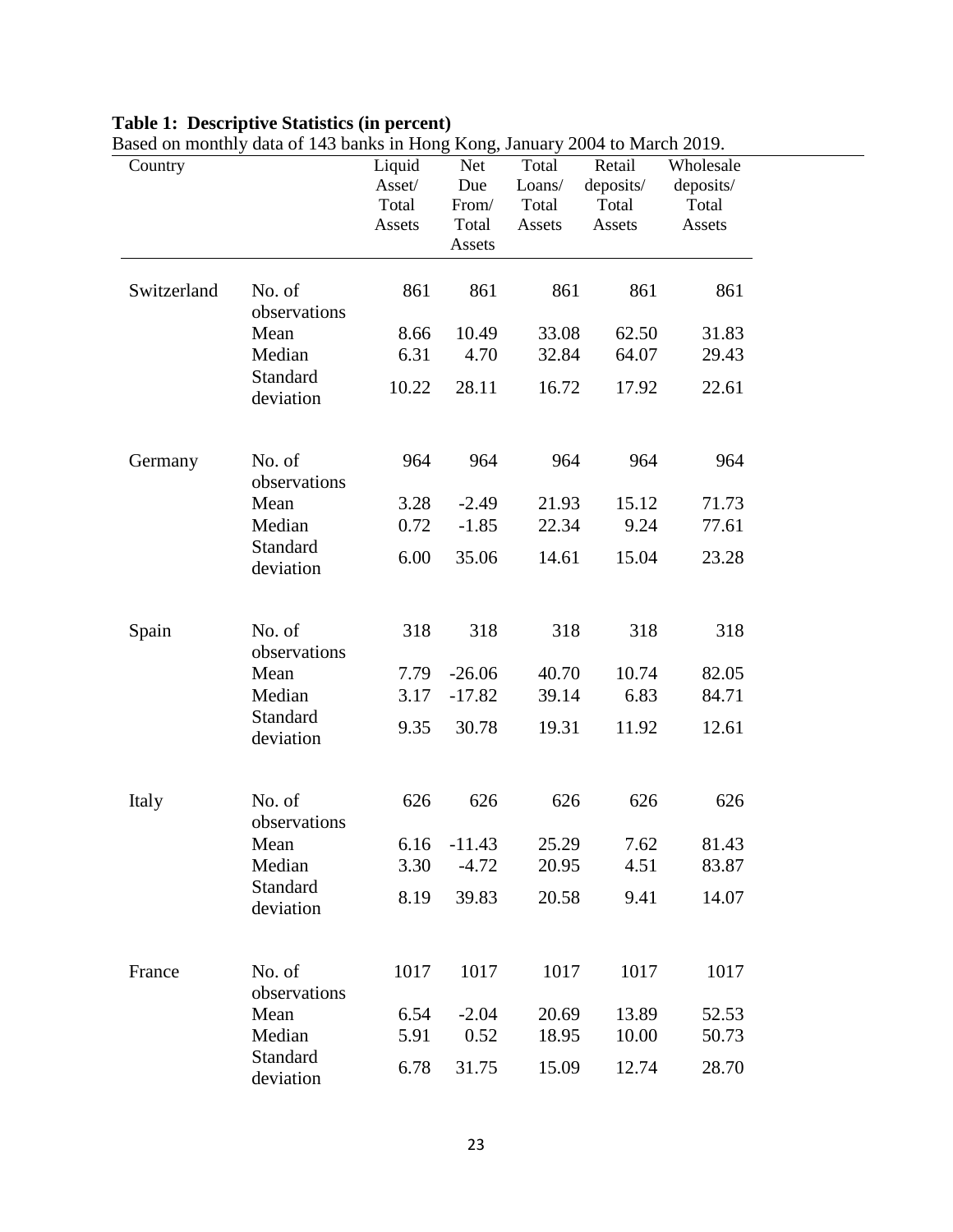**Table 1: Descriptive Statistics (in percent)**

Based on monthly data of 143 banks in Hong Kong, January 2004 to March 2019.

| Country | | Liquid Asset/ Total Assets | Net Due From/ Total Assets | Total Loans/ Total Assets | Retail deposits/ Total Assets | Wholesale deposits/ Total Assets |
|---|---|---|---|---|---|---|
| Switzerland | No. of observations | 861 | 861 | 861 | 861 | 861 |
| | Mean | 8.66 | 10.49 | 33.08 | 62.50 | 31.83 |
| | Median | 6.31 | 4.70 | 32.84 | 64.07 | 29.43 |
| | Standard deviation | 10.22 | 28.11 | 16.72 | 17.92 | 22.61 |
| Germany | No. of observations | 964 | 964 | 964 | 964 | 964 |
| | Mean | 3.28 | -2.49 | 21.93 | 15.12 | 71.73 |
| | Median | 0.72 | -1.85 | 22.34 | 9.24 | 77.61 |
| | Standard deviation | 6.00 | 35.06 | 14.61 | 15.04 | 23.28 |
| Spain | No. of observations | 318 | 318 | 318 | 318 | 318 |
| | Mean | 7.79 | -26.06 | 40.70 | 10.74 | 82.05 |
| | Median | 3.17 | -17.82 | 39.14 | 6.83 | 84.71 |
| | Standard deviation | 9.35 | 30.78 | 19.31 | 11.92 | 12.61 |
| Italy | No. of observations | 626 | 626 | 626 | 626 | 626 |
| | Mean | 6.16 | -11.43 | 25.29 | 7.62 | 81.43 |
| | Median | 3.30 | -4.72 | 20.95 | 4.51 | 83.87 |
| | Standard deviation | 8.19 | 39.83 | 20.58 | 9.41 | 14.07 |
| France | No. of observations | 1017 | 1017 | 1017 | 1017 | 1017 |
| | Mean | 6.54 | -2.04 | 20.69 | 13.89 | 52.53 |
| | Median | 5.91 | 0.52 | 18.95 | 10.00 | 50.73 |
| | Standard deviation | 6.78 | 31.75 | 15.09 | 12.74 | 28.70 |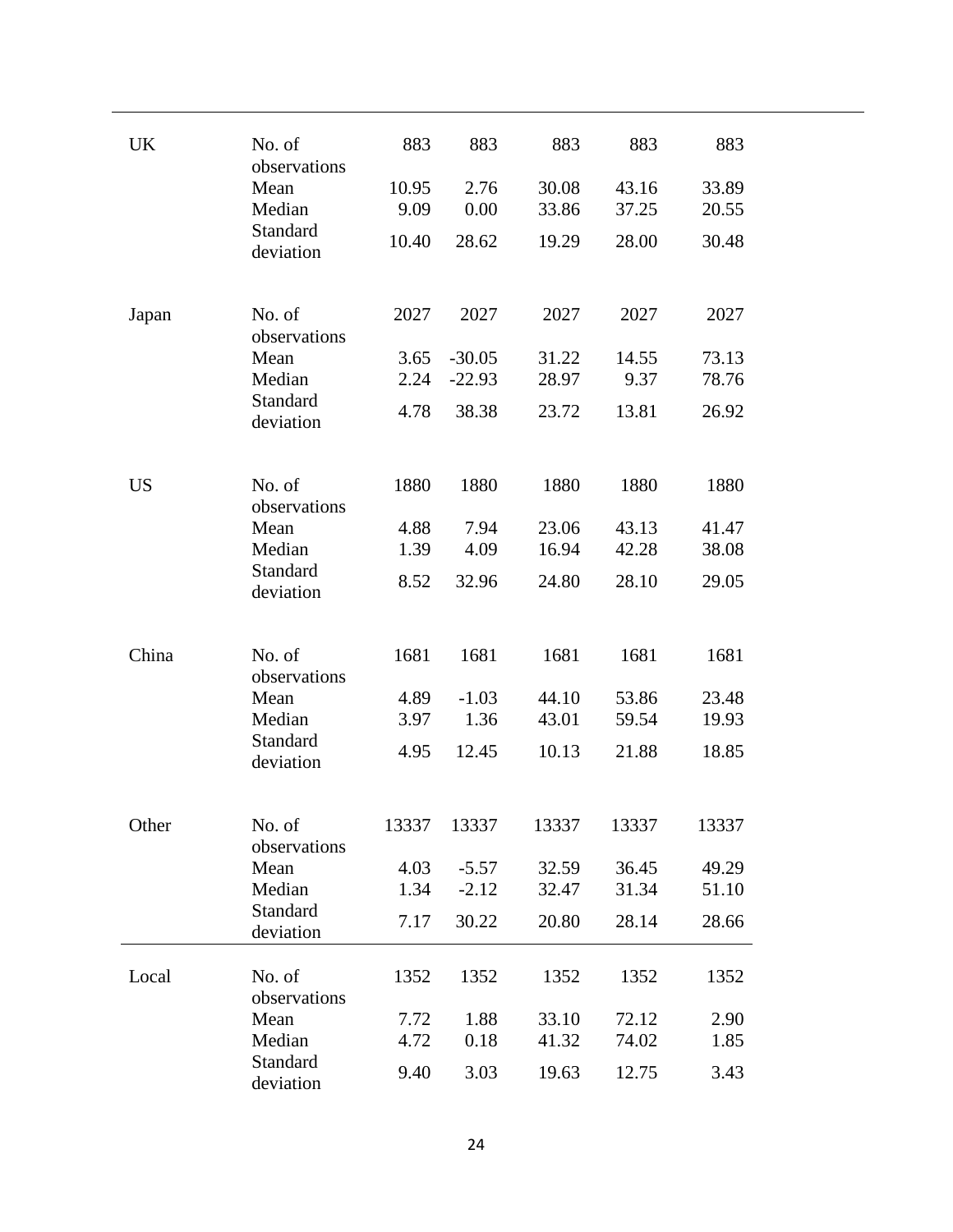| | | | | | | |
|---|---|---|---|---|---|---|
| UK | No. of observations | 883 | 883 | 883 | 883 | 883 |
| | Mean | 10.95 | 2.76 | 30.08 | 43.16 | 33.89 |
| | Median | 9.09 | 0.00 | 33.86 | 37.25 | 20.55 |
| | Standard deviation | 10.40 | 28.62 | 19.29 | 28.00 | 30.48 |
| Japan | No. of observations | 2027 | 2027 | 2027 | 2027 | 2027 |
| | Mean | 3.65 | -30.05 | 31.22 | 14.55 | 73.13 |
| | Median | 2.24 | -22.93 | 28.97 | 9.37 | 78.76 |
| | Standard deviation | 4.78 | 38.38 | 23.72 | 13.81 | 26.92 |
| US | No. of observations | 1880 | 1880 | 1880 | 1880 | 1880 |
| | Mean | 4.88 | 7.94 | 23.06 | 43.13 | 41.47 |
| | Median | 1.39 | 4.09 | 16.94 | 42.28 | 38.08 |
| | Standard deviation | 8.52 | 32.96 | 24.80 | 28.10 | 29.05 |
| China | No. of observations | 1681 | 1681 | 1681 | 1681 | 1681 |
| | Mean | 4.89 | -1.03 | 44.10 | 53.86 | 23.48 |
| | Median | 3.97 | 1.36 | 43.01 | 59.54 | 19.93 |
| | Standard deviation | 4.95 | 12.45 | 10.13 | 21.88 | 18.85 |
| Other | No. of observations | 13337 | 13337 | 13337 | 13337 | 13337 |
| | Mean | 4.03 | -5.57 | 32.59 | 36.45 | 49.29 |
| | Median | 1.34 | -2.12 | 32.47 | 31.34 | 51.10 |
| | Standard deviation | 7.17 | 30.22 | 20.80 | 28.14 | 28.66 |
| Local | No. of observations | 1352 | 1352 | 1352 | 1352 | 1352 |
| | Mean | 7.72 | 1.88 | 33.10 | 72.12 | 2.90 |
| | Median | 4.72 | 0.18 | 41.32 | 74.02 | 1.85 |
| | Standard deviation | 9.40 | 3.03 | 19.63 | 12.75 | 3.43 |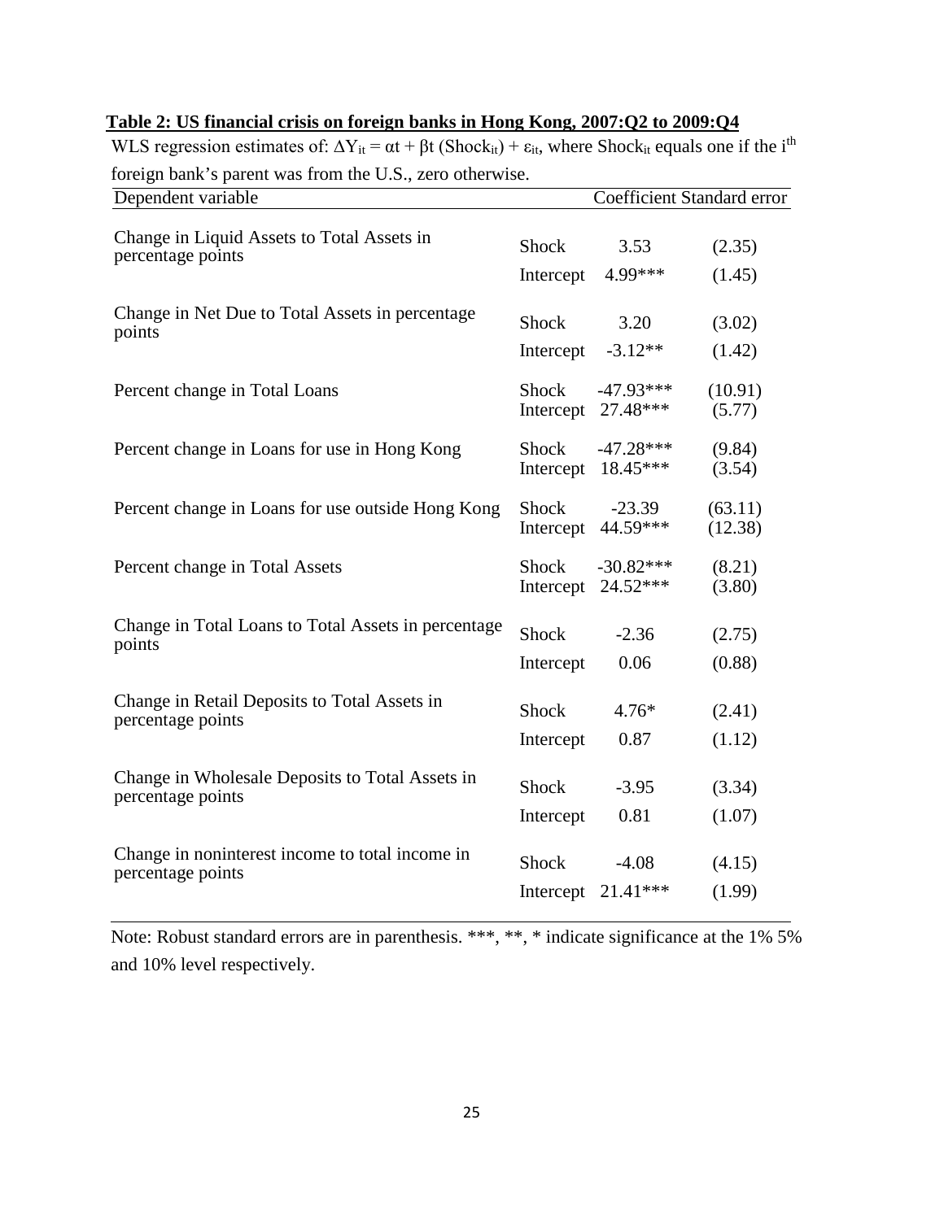**Table 2: US financial crisis on foreign banks in Hong Kong, 2007:Q2 to 2009:Q4**

WLS regression estimates of: $\Delta Y_{it} = \alpha t + \beta t\,(\text{Shock}_{it}) + \varepsilon_{it}$, where $\text{Shock}_{it}$ equals one if the $i^{th}$ foreign bank's parent was from the U.S., zero otherwise.

| Dependent variable | | Coefficient | Standard error |
|---|---|---|---|
| Change in Liquid Assets to Total Assets in percentage points | Shock | 3.53 | (2.35) |
| | Intercept | 4.99*** | (1.45) |
| Change in Net Due to Total Assets in percentage points | Shock | 3.20 | (3.02) |
| | Intercept | -3.12** | (1.42) |
| Percent change in Total Loans | Shock | -47.93*** | (10.91) |
| | Intercept | 27.48*** | (5.77) |
| Percent change in Loans for use in Hong Kong | Shock | -47.28*** | (9.84) |
| | Intercept | 18.45*** | (3.54) |
| Percent change in Loans for use outside Hong Kong | Shock | -23.39 | (63.11) |
| | Intercept | 44.59*** | (12.38) |
| Percent change in Total Assets | Shock | -30.82*** | (8.21) |
| | Intercept | 24.52*** | (3.80) |
| Change in Total Loans to Total Assets in percentage points | Shock | -2.36 | (2.75) |
| | Intercept | 0.06 | (0.88) |
| Change in Retail Deposits to Total Assets in percentage points | Shock | 4.76* | (2.41) |
| | Intercept | 0.87 | (1.12) |
| Change in Wholesale Deposits to Total Assets in percentage points | Shock | -3.95 | (3.34) |
| | Intercept | 0.81 | (1.07) |
| Change in noninterest income to total income in percentage points | Shock | -4.08 | (4.15) |
| | Intercept | 21.41*** | (1.99) |

Note: Robust standard errors are in parenthesis. ***, **, * indicate significance at the 1% 5% and 10% level respectively.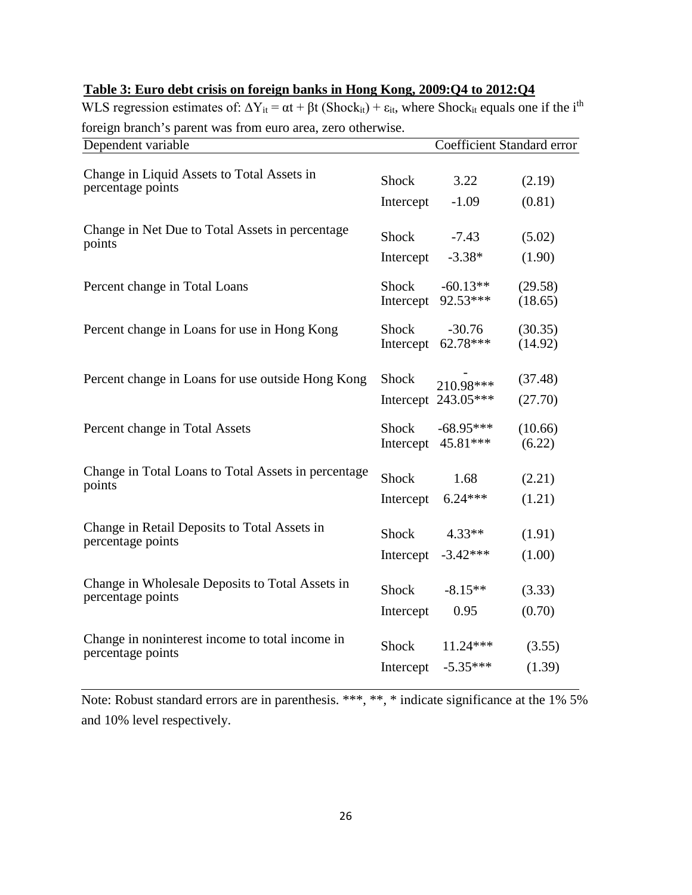**Table 3: Euro debt crisis on foreign banks in Hong Kong, 2009:Q4 to 2012:Q4**

WLS regression estimates of: $\Delta Y_{it} = \alpha t + \beta t\,(Shock_{it}) + \varepsilon_{it}$, where $Shock_{it}$ equals one if the $i^{th}$ foreign branch's parent was from euro area, zero otherwise.

| Dependent variable | | Coefficient | Standard error |
|---|---|---|---|
| Change in Liquid Assets to Total Assets in percentage points | Shock | 3.22 | (2.19) |
| | Intercept | -1.09 | (0.81) |
| Change in Net Due to Total Assets in percentage points | Shock | -7.43 | (5.02) |
| | Intercept | -3.38* | (1.90) |
| Percent change in Total Loans | Shock | -60.13** | (29.58) |
| | Intercept | 92.53*** | (18.65) |
| Percent change in Loans for use in Hong Kong | Shock | -30.76 | (30.35) |
| | Intercept | 62.78*** | (14.92) |
| Percent change in Loans for use outside Hong Kong | Shock | -210.98*** | (37.48) |
| | Intercept | 243.05*** | (27.70) |
| Percent change in Total Assets | Shock | -68.95*** | (10.66) |
| | Intercept | 45.81*** | (6.22) |
| Change in Total Loans to Total Assets in percentage points | Shock | 1.68 | (2.21) |
| | Intercept | 6.24*** | (1.21) |
| Change in Retail Deposits to Total Assets in percentage points | Shock | 4.33** | (1.91) |
| | Intercept | -3.42*** | (1.00) |
| Change in Wholesale Deposits to Total Assets in percentage points | Shock | -8.15** | (3.33) |
| | Intercept | 0.95 | (0.70) |
| Change in noninterest income to total income in percentage points | Shock | 11.24*** | (3.55) |
| | Intercept | -5.35*** | (1.39) |

Note: Robust standard errors are in parenthesis. ***, **, * indicate significance at the 1% 5% and 10% level respectively.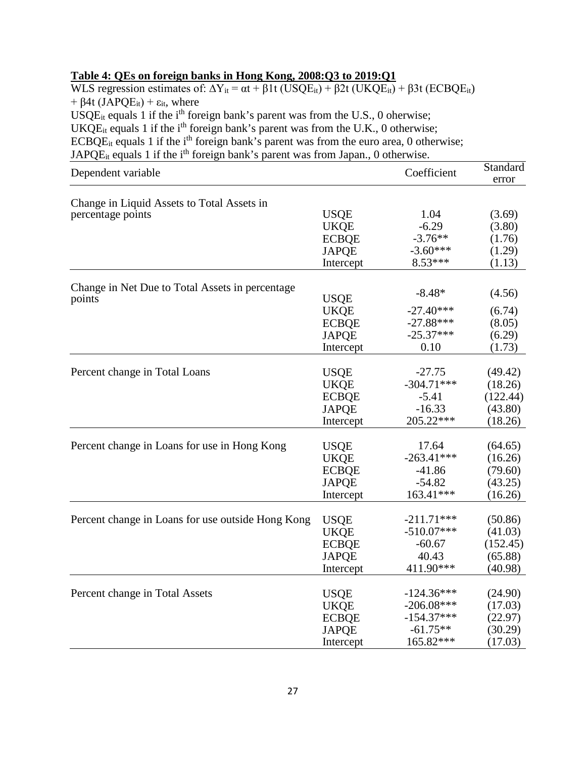**Table 4: QEs on foreign banks in Hong Kong, 2008:Q3 to 2019:Q1**

WLS regression estimates of: $\Delta Y_{it} = \alpha t + \beta 1t\ (USQE_{it}) + \beta 2t\ (UKQE_{it}) + \beta 3t\ (ECBQE_{it}) + \beta 4t\ (JAPQE_{it}) + \varepsilon_{it}$, where

$USQE_{it}$ equals 1 if the $i^{th}$ foreign bank's parent was from the U.S., 0 oherwise;
$UKQE_{it}$ equals 1 if the $i^{th}$ foreign bank's parent was from the U.K., 0 otherwise;
$ECBQE_{it}$ equals 1 if the $i^{th}$ foreign bank's parent was from the euro area, 0 otherwise;
$JAPQE_{it}$ equals 1 if the $i^{th}$ foreign bank's parent was from Japan., 0 otherwise.

| Dependent variable | | Coefficient | Standard error |
|---|---|---|---|
| Change in Liquid Assets to Total Assets in percentage points | USQE | 1.04 | (3.69) |
| | UKQE | -6.29 | (3.80) |
| | ECBQE | -3.76** | (1.76) |
| | JAPQE | -3.60*** | (1.29) |
| | Intercept | 8.53*** | (1.13) |
| Change in Net Due to Total Assets in percentage points | USQE | -8.48* | (4.56) |
| | UKQE | -27.40*** | (6.74) |
| | ECBQE | -27.88*** | (8.05) |
| | JAPQE | -25.37*** | (6.29) |
| | Intercept | 0.10 | (1.73) |
| Percent change in Total Loans | USQE | -27.75 | (49.42) |
| | UKQE | -304.71*** | (18.26) |
| | ECBQE | -5.41 | (122.44) |
| | JAPQE | -16.33 | (43.80) |
| | Intercept | 205.22*** | (18.26) |
| Percent change in Loans for use in Hong Kong | USQE | 17.64 | (64.65) |
| | UKQE | -263.41*** | (16.26) |
| | ECBQE | -41.86 | (79.60) |
| | JAPQE | -54.82 | (43.25) |
| | Intercept | 163.41*** | (16.26) |
| Percent change in Loans for use outside Hong Kong | USQE | -211.71*** | (50.86) |
| | UKQE | -510.07*** | (41.03) |
| | ECBQE | -60.67 | (152.45) |
| | JAPQE | 40.43 | (65.88) |
| | Intercept | 411.90*** | (40.98) |
| Percent change in Total Assets | USQE | -124.36*** | (24.90) |
| | UKQE | -206.08*** | (17.03) |
| | ECBQE | -154.37*** | (22.97) |
| | JAPQE | -61.75** | (30.29) |
| | Intercept | 165.82*** | (17.03) |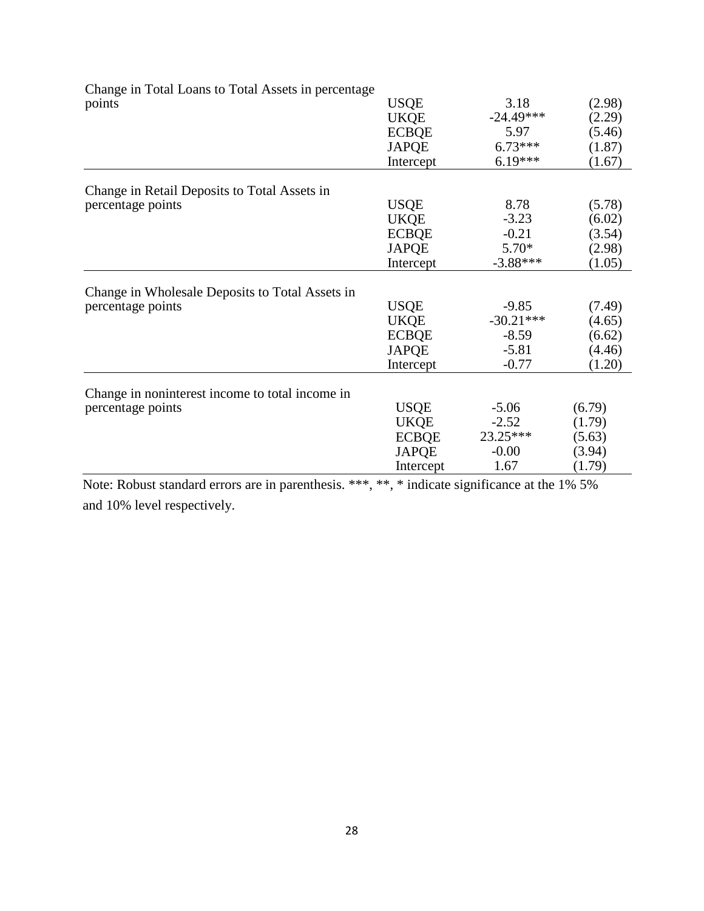| | | | |
|---|---|---|---|
| Change in Total Loans to Total Assets in percentage points | USQE | 3.18 | (2.98) |
| | UKQE | -24.49*** | (2.29) |
| | ECBQE | 5.97 | (5.46) |
| | JAPQE | 6.73*** | (1.87) |
| | Intercept | 6.19*** | (1.67) |
| Change in Retail Deposits to Total Assets in percentage points | USQE | 8.78 | (5.78) |
| | UKQE | -3.23 | (6.02) |
| | ECBQE | -0.21 | (3.54) |
| | JAPQE | 5.70* | (2.98) |
| | Intercept | -3.88*** | (1.05) |
| Change in Wholesale Deposits to Total Assets in percentage points | USQE | -9.85 | (7.49) |
| | UKQE | -30.21*** | (4.65) |
| | ECBQE | -8.59 | (6.62) |
| | JAPQE | -5.81 | (4.46) |
| | Intercept | -0.77 | (1.20) |
| Change in noninterest income to total income in percentage points | USQE | -5.06 | (6.79) |
| | UKQE | -2.52 | (1.79) |
| | ECBQE | 23.25*** | (5.63) |
| | JAPQE | -0.00 | (3.94) |
| | Intercept | 1.67 | (1.79) |

Note: Robust standard errors are in parenthesis. ***, **, * indicate significance at the 1% 5% and 10% level respectively.